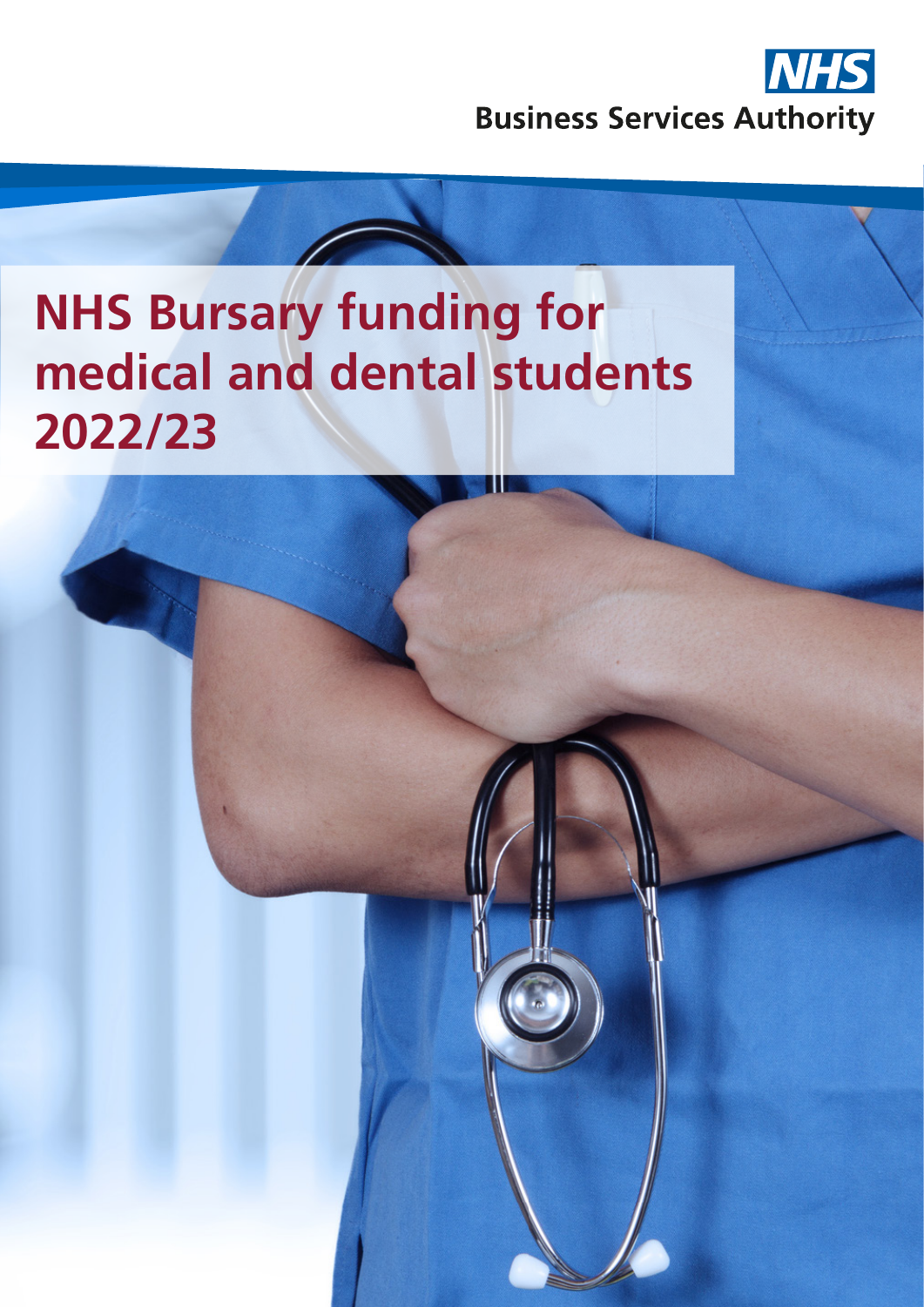NHS Business Services Authority

# NHS Bursary funding for medical and dental students 2022/23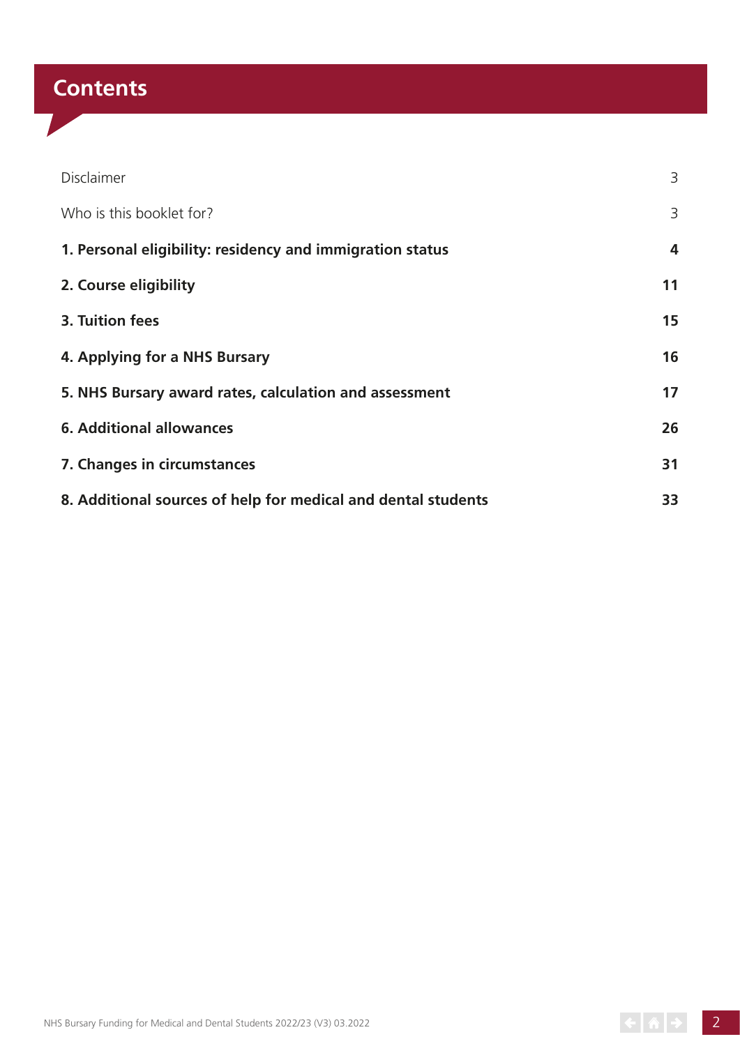# Contents

| | |
|---|---|
| Disclaimer | 3 |
| Who is this booklet for? | 3 |
| **1. Personal eligibility: residency and immigration status** | **4** |
| **2. Course eligibility** | **11** |
| **3. Tuition fees** | **15** |
| **4. Applying for a NHS Bursary** | **16** |
| **5. NHS Bursary award rates, calculation and assessment** | **17** |
| **6. Additional allowances** | **26** |
| **7. Changes in circumstances** | **31** |
| **8. Additional sources of help for medical and dental students** | **33** |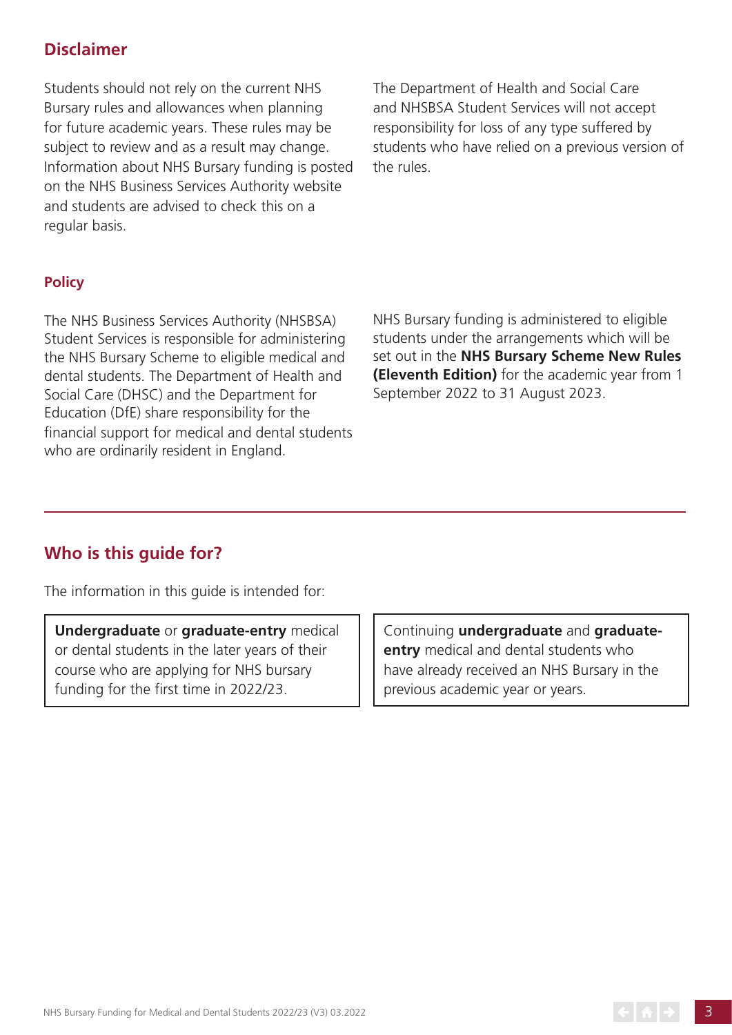## Disclaimer

Students should not rely on the current NHS Bursary rules and allowances when planning for future academic years. These rules may be subject to review and as a result may change. Information about NHS Bursary funding is posted on the NHS Business Services Authority website and students are advised to check this on a regular basis.

The Department of Health and Social Care and NHSBSA Student Services will not accept responsibility for loss of any type suffered by students who have relied on a previous version of the rules.

### Policy

The NHS Business Services Authority (NHSBSA) Student Services is responsible for administering the NHS Bursary Scheme to eligible medical and dental students. The Department of Health and Social Care (DHSC) and the Department for Education (DfE) share responsibility for the financial support for medical and dental students who are ordinarily resident in England.

NHS Bursary funding is administered to eligible students under the arrangements which will be set out in the **NHS Bursary Scheme New Rules (Eleventh Edition)** for the academic year from 1 September 2022 to 31 August 2023.

## Who is this guide for?

The information in this guide is intended for:

- **Undergraduate** or **graduate-entry** medical or dental students in the later years of their course who are applying for NHS bursary funding for the first time in 2022/23.
- Continuing **undergraduate** and **graduate-entry** medical and dental students who have already received an NHS Bursary in the previous academic year or years.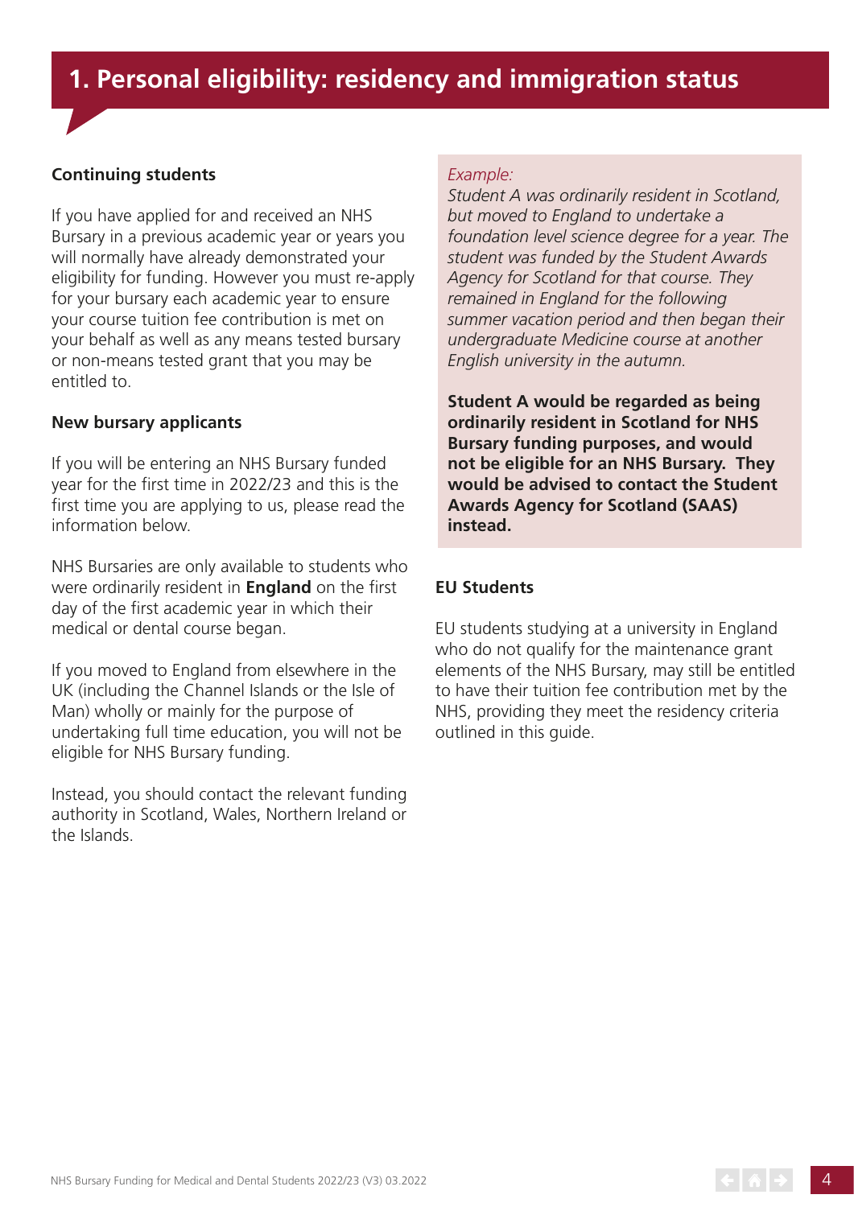# 1. Personal eligibility: residency and immigration status

### Continuing students

If you have applied for and received an NHS Bursary in a previous academic year or years you will normally have already demonstrated your eligibility for funding. However you must re-apply for your bursary each academic year to ensure your course tuition fee contribution is met on your behalf as well as any means tested bursary or non-means tested grant that you may be entitled to.

### New bursary applicants

If you will be entering an NHS Bursary funded year for the first time in 2022/23 and this is the first time you are applying to us, please read the information below.

NHS Bursaries are only available to students who were ordinarily resident in **England** on the first day of the first academic year in which their medical or dental course began.

If you moved to England from elsewhere in the UK (including the Channel Islands or the Isle of Man) wholly or mainly for the purpose of undertaking full time education, you will not be eligible for NHS Bursary funding.

Instead, you should contact the relevant funding authority in Scotland, Wales, Northern Ireland or the Islands.

*Example:*
*Student A was ordinarily resident in Scotland, but moved to England to undertake a foundation level science degree for a year. The student was funded by the Student Awards Agency for Scotland for that course. They remained in England for the following summer vacation period and then began their undergraduate Medicine course at another English university in the autumn.*

**Student A would be regarded as being ordinarily resident in Scotland for NHS Bursary funding purposes, and would not be eligible for an NHS Bursary. They would be advised to contact the Student Awards Agency for Scotland (SAAS) instead.**

### EU Students

EU students studying at a university in England who do not qualify for the maintenance grant elements of the NHS Bursary, may still be entitled to have their tuition fee contribution met by the NHS, providing they meet the residency criteria outlined in this guide.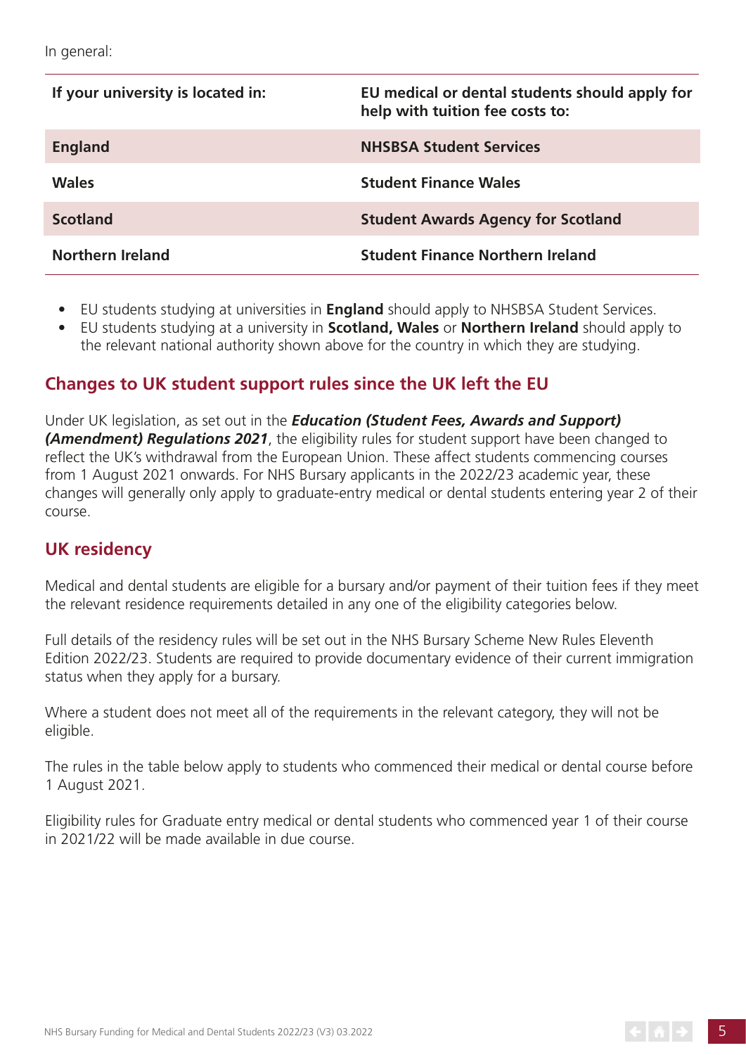In general:

| If your university is located in: | EU medical or dental students should apply for help with tuition fee costs to: |
|---|---|
| **England** | **NHSBSA Student Services** |
| **Wales** | **Student Finance Wales** |
| **Scotland** | **Student Awards Agency for Scotland** |
| **Northern Ireland** | **Student Finance Northern Ireland** |

- EU students studying at universities in **England** should apply to NHSBSA Student Services.
- EU students studying at a university in **Scotland, Wales** or **Northern Ireland** should apply to the relevant national authority shown above for the country in which they are studying.

## Changes to UK student support rules since the UK left the EU

Under UK legislation, as set out in the ***Education (Student Fees, Awards and Support) (Amendment) Regulations 2021***, the eligibility rules for student support have been changed to reflect the UK's withdrawal from the European Union. These affect students commencing courses from 1 August 2021 onwards. For NHS Bursary applicants in the 2022/23 academic year, these changes will generally only apply to graduate-entry medical or dental students entering year 2 of their course.

## UK residency

Medical and dental students are eligible for a bursary and/or payment of their tuition fees if they meet the relevant residence requirements detailed in any one of the eligibility categories below.

Full details of the residency rules will be set out in the NHS Bursary Scheme New Rules Eleventh Edition 2022/23. Students are required to provide documentary evidence of their current immigration status when they apply for a bursary.

Where a student does not meet all of the requirements in the relevant category, they will not be eligible.

The rules in the table below apply to students who commenced their medical or dental course before 1 August 2021.

Eligibility rules for Graduate entry medical or dental students who commenced year 1 of their course in 2021/22 will be made available in due course.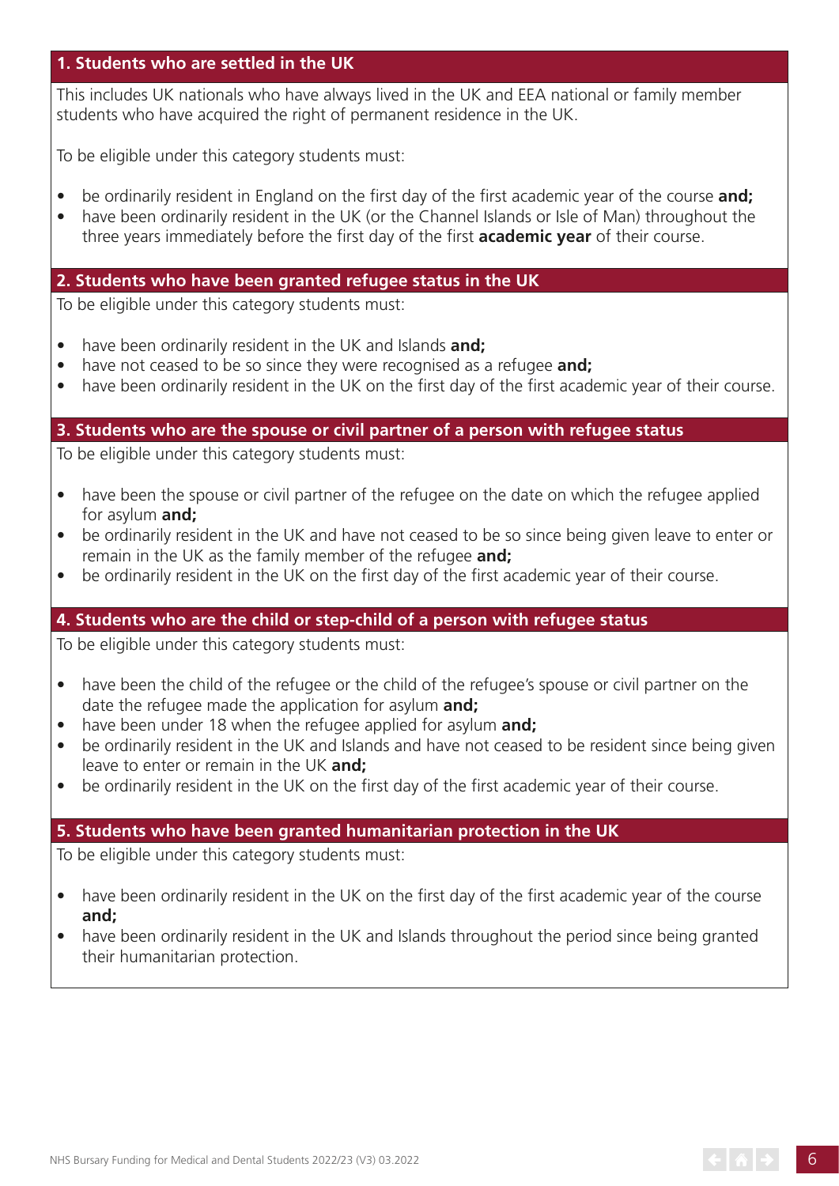### 1. Students who are settled in the UK

This includes UK nationals who have always lived in the UK and EEA national or family member students who have acquired the right of permanent residence in the UK.

To be eligible under this category students must:

- be ordinarily resident in England on the first day of the first academic year of the course **and;**
- have been ordinarily resident in the UK (or the Channel Islands or Isle of Man) throughout the three years immediately before the first day of the first **academic year** of their course.

### 2. Students who have been granted refugee status in the UK

To be eligible under this category students must:

- have been ordinarily resident in the UK and Islands **and;**
- have not ceased to be so since they were recognised as a refugee **and;**
- have been ordinarily resident in the UK on the first day of the first academic year of their course.

### 3. Students who are the spouse or civil partner of a person with refugee status

To be eligible under this category students must:

- have been the spouse or civil partner of the refugee on the date on which the refugee applied for asylum **and;**
- be ordinarily resident in the UK and have not ceased to be so since being given leave to enter or remain in the UK as the family member of the refugee **and;**
- be ordinarily resident in the UK on the first day of the first academic year of their course.

### 4. Students who are the child or step-child of a person with refugee status

To be eligible under this category students must:

- have been the child of the refugee or the child of the refugee's spouse or civil partner on the date the refugee made the application for asylum **and;**
- have been under 18 when the refugee applied for asylum **and;**
- be ordinarily resident in the UK and Islands and have not ceased to be resident since being given leave to enter or remain in the UK **and;**
- be ordinarily resident in the UK on the first day of the first academic year of their course.

### 5. Students who have been granted humanitarian protection in the UK

To be eligible under this category students must:

- have been ordinarily resident in the UK on the first day of the first academic year of the course **and;**
- have been ordinarily resident in the UK and Islands throughout the period since being granted their humanitarian protection.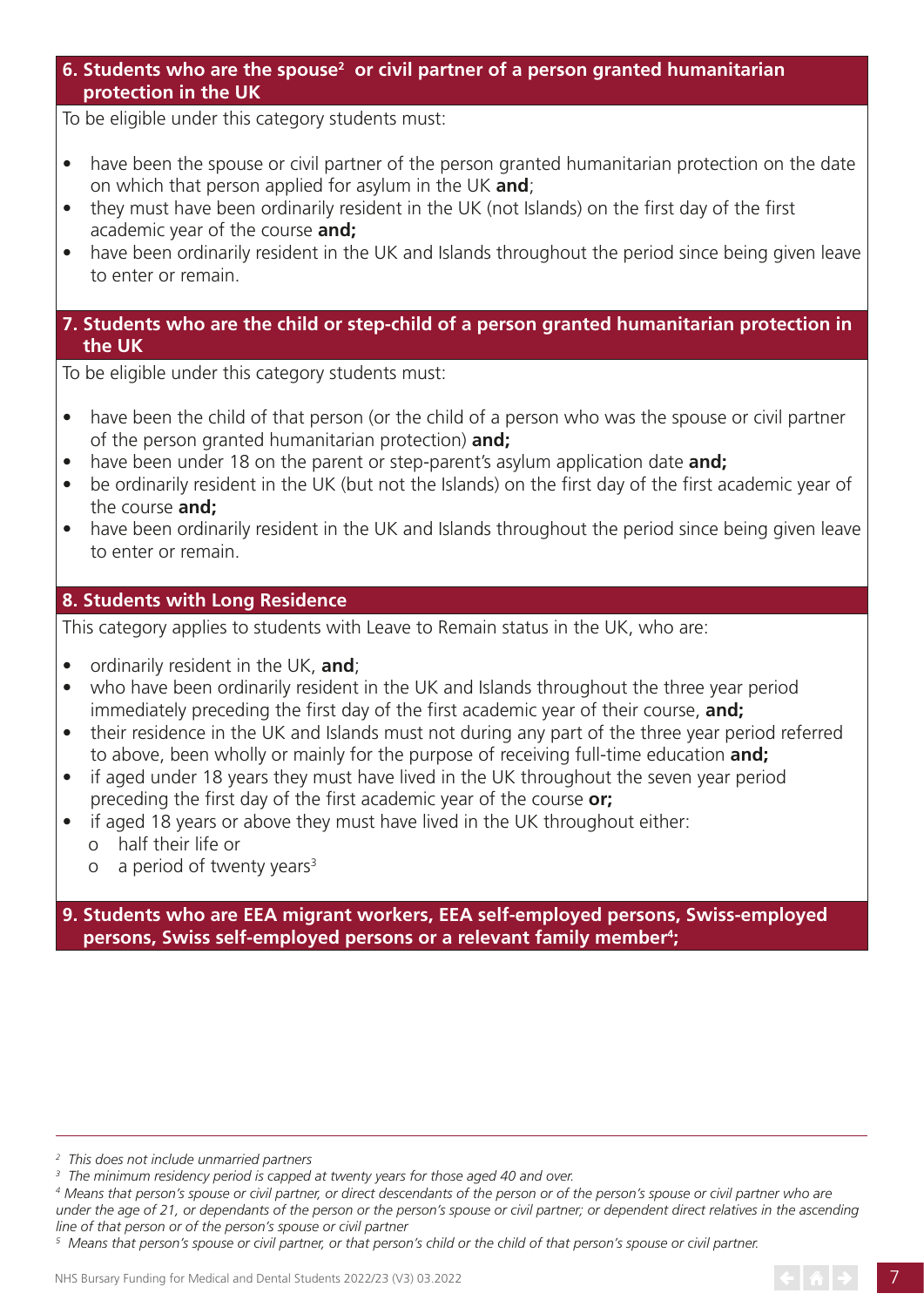### 6. Students who are the spouse[2] or civil partner of a person granted humanitarian protection in the UK

To be eligible under this category students must:

- have been the spouse or civil partner of the person granted humanitarian protection on the date on which that person applied for asylum in the UK **and**;
- they must have been ordinarily resident in the UK (not Islands) on the first day of the first academic year of the course **and;**
- have been ordinarily resident in the UK and Islands throughout the period since being given leave to enter or remain.

### 7. Students who are the child or step-child of a person granted humanitarian protection in the UK

To be eligible under this category students must:

- have been the child of that person (or the child of a person who was the spouse or civil partner of the person granted humanitarian protection) **and;**
- have been under 18 on the parent or step-parent's asylum application date **and;**
- be ordinarily resident in the UK (but not the Islands) on the first day of the first academic year of the course **and;**
- have been ordinarily resident in the UK and Islands throughout the period since being given leave to enter or remain.

### 8. Students with Long Residence

This category applies to students with Leave to Remain status in the UK, who are:

- ordinarily resident in the UK, **and**;
- who have been ordinarily resident in the UK and Islands throughout the three year period immediately preceding the first day of the first academic year of their course, **and;**
- their residence in the UK and Islands must not during any part of the three year period referred to above, been wholly or mainly for the purpose of receiving full-time education **and;**
- if aged under 18 years they must have lived in the UK throughout the seven year period preceding the first day of the first academic year of the course **or;**
- if aged 18 years or above they must have lived in the UK throughout either:
  - half their life or
  - a period of twenty years[3]

### 9. Students who are EEA migrant workers, EEA self-employed persons, Swiss-employed persons, Swiss self-employed persons or a relevant family member[4];

---

[2] *This does not include unmarried partners*

[3] *The minimum residency period is capped at twenty years for those aged 40 and over.*

[4] *Means that person's spouse or civil partner, or direct descendants of the person or of the person's spouse or civil partner who are under the age of 21, or dependants of the person or the person's spouse or civil partner; or dependent direct relatives in the ascending line of that person or of the person's spouse or civil partner*

[5] *Means that person's spouse or civil partner, or that person's child or the child of that person's spouse or civil partner.*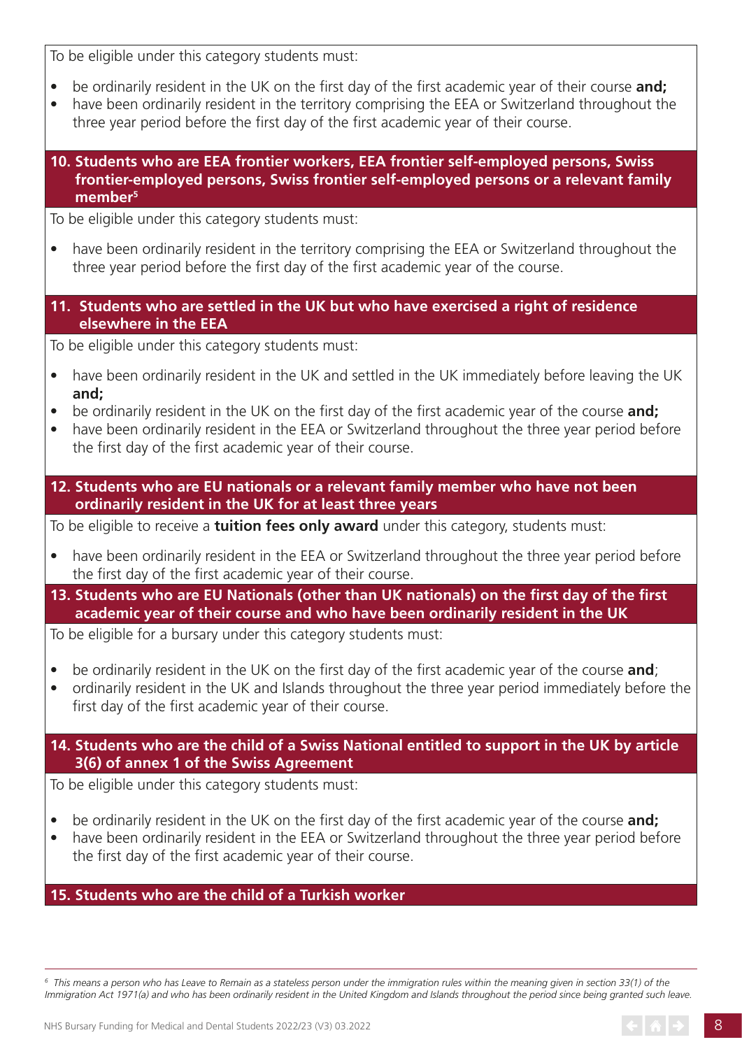To be eligible under this category students must:

- be ordinarily resident in the UK on the first day of the first academic year of their course **and;**
- have been ordinarily resident in the territory comprising the EEA or Switzerland throughout the three year period before the first day of the first academic year of their course.

### 10. Students who are EEA frontier workers, EEA frontier self-employed persons, Swiss frontier-employed persons, Swiss frontier self-employed persons or a relevant family member[5]

To be eligible under this category students must:

- have been ordinarily resident in the territory comprising the EEA or Switzerland throughout the three year period before the first day of the first academic year of the course.

### 11. Students who are settled in the UK but who have exercised a right of residence elsewhere in the EEA

To be eligible under this category students must:

- have been ordinarily resident in the UK and settled in the UK immediately before leaving the UK **and;**
- be ordinarily resident in the UK on the first day of the first academic year of the course **and;**
- have been ordinarily resident in the EEA or Switzerland throughout the three year period before the first day of the first academic year of their course.

### 12. Students who are EU nationals or a relevant family member who have not been ordinarily resident in the UK for at least three years

To be eligible to receive a **tuition fees only award** under this category, students must:

- have been ordinarily resident in the EEA or Switzerland throughout the three year period before the first day of the first academic year of their course.

### 13. Students who are EU Nationals (other than UK nationals) on the first day of the first academic year of their course and who have been ordinarily resident in the UK

To be eligible for a bursary under this category students must:

- be ordinarily resident in the UK on the first day of the first academic year of the course **and**;
- ordinarily resident in the UK and Islands throughout the three year period immediately before the first day of the first academic year of their course.

### 14. Students who are the child of a Swiss National entitled to support in the UK by article 3(6) of annex 1 of the Swiss Agreement

To be eligible under this category students must:

- be ordinarily resident in the UK on the first day of the first academic year of the course **and;**
- have been ordinarily resident in the EEA or Switzerland throughout the three year period before the first day of the first academic year of their course.

### 15. Students who are the child of a Turkish worker

---

*[6] This means a person who has Leave to Remain as a stateless person under the immigration rules within the meaning given in section 33(1) of the Immigration Act 1971(a) and who has been ordinarily resident in the United Kingdom and Islands throughout the period since being granted such leave.*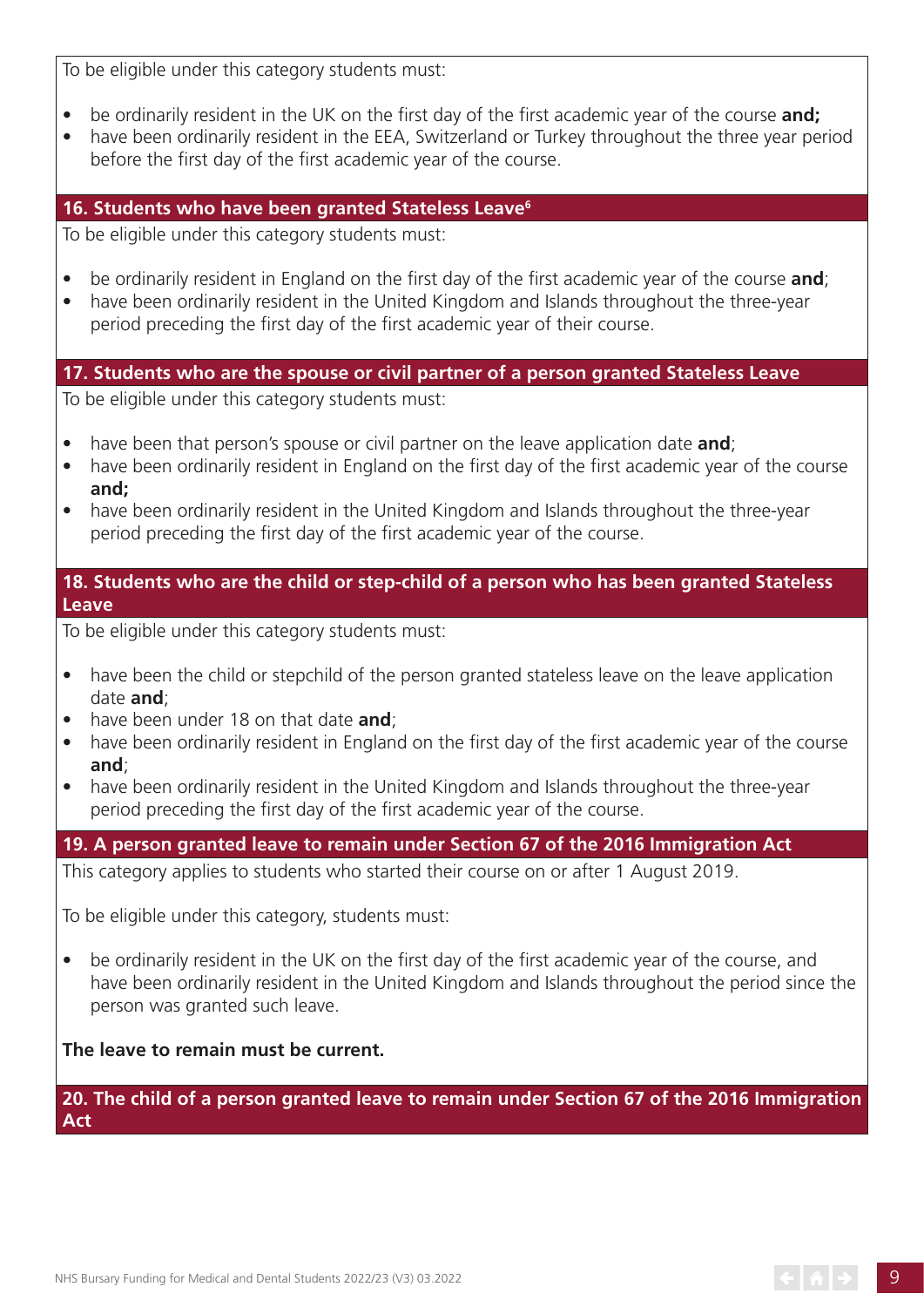To be eligible under this category students must:

- be ordinarily resident in the UK on the first day of the first academic year of the course **and;**
- have been ordinarily resident in the EEA, Switzerland or Turkey throughout the three year period before the first day of the first academic year of the course.

### 16. Students who have been granted Stateless Leave[6]

To be eligible under this category students must:

- be ordinarily resident in England on the first day of the first academic year of the course **and**;
- have been ordinarily resident in the United Kingdom and Islands throughout the three-year period preceding the first day of the first academic year of their course.

### 17. Students who are the spouse or civil partner of a person granted Stateless Leave

To be eligible under this category students must:

- have been that person's spouse or civil partner on the leave application date **and**;
- have been ordinarily resident in England on the first day of the first academic year of the course **and;**
- have been ordinarily resident in the United Kingdom and Islands throughout the three-year period preceding the first day of the first academic year of the course.

### 18. Students who are the child or step-child of a person who has been granted Stateless Leave

To be eligible under this category students must:

- have been the child or stepchild of the person granted stateless leave on the leave application date **and**;
- have been under 18 on that date **and**;
- have been ordinarily resident in England on the first day of the first academic year of the course **and**;
- have been ordinarily resident in the United Kingdom and Islands throughout the three-year period preceding the first day of the first academic year of the course.

### 19. A person granted leave to remain under Section 67 of the 2016 Immigration Act

This category applies to students who started their course on or after 1 August 2019.

To be eligible under this category, students must:

- be ordinarily resident in the UK on the first day of the first academic year of the course, and have been ordinarily resident in the United Kingdom and Islands throughout the period since the person was granted such leave.

**The leave to remain must be current.**

### 20. The child of a person granted leave to remain under Section 67 of the 2016 Immigration Act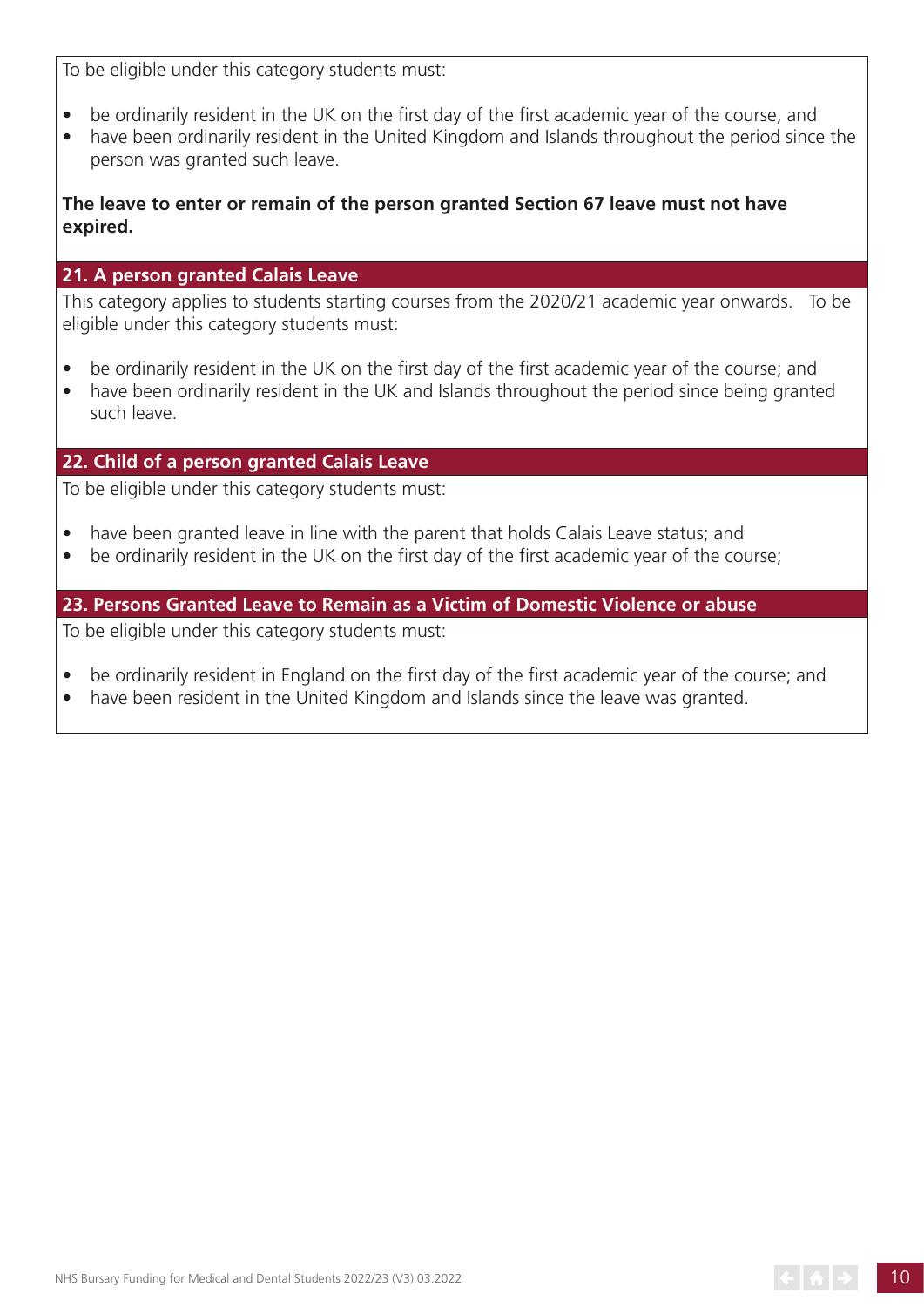To be eligible under this category students must:

- be ordinarily resident in the UK on the first day of the first academic year of the course, and
- have been ordinarily resident in the United Kingdom and Islands throughout the period since the person was granted such leave.

**The leave to enter or remain of the person granted Section 67 leave must not have expired.**

## 21. A person granted Calais Leave

This category applies to students starting courses from the 2020/21 academic year onwards. To be eligible under this category students must:

- be ordinarily resident in the UK on the first day of the first academic year of the course; and
- have been ordinarily resident in the UK and Islands throughout the period since being granted such leave.

## 22. Child of a person granted Calais Leave

To be eligible under this category students must:

- have been granted leave in line with the parent that holds Calais Leave status; and
- be ordinarily resident in the UK on the first day of the first academic year of the course;

## 23. Persons Granted Leave to Remain as a Victim of Domestic Violence or abuse

To be eligible under this category students must:

- be ordinarily resident in England on the first day of the first academic year of the course; and
- have been resident in the United Kingdom and Islands since the leave was granted.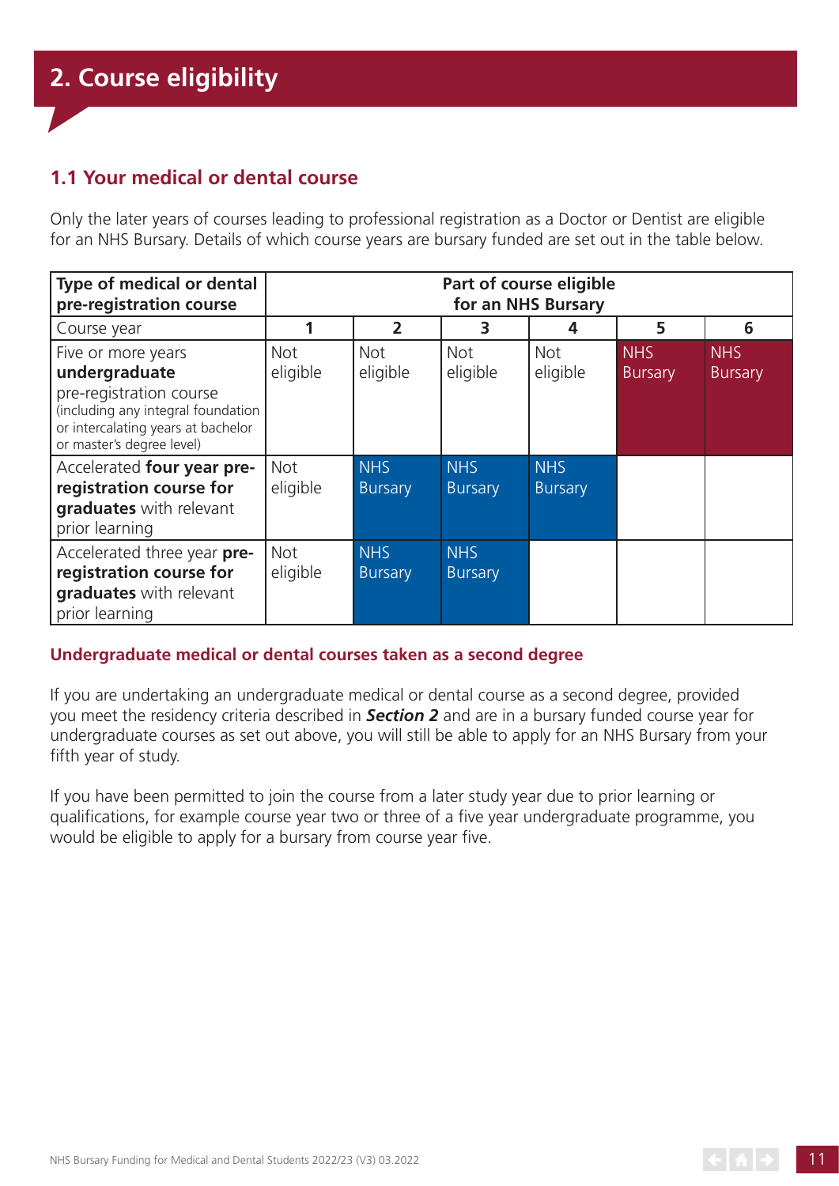## 2. Course eligibility

### 1.1 Your medical or dental course

Only the later years of courses leading to professional registration as a Doctor or Dentist are eligible for an NHS Bursary. Details of which course years are bursary funded are set out in the table below.

| Type of medical or dental pre-registration course | Part of course eligible for an NHS Bursary | | | | | |
|---|---|---|---|---|---|---|
| Course year | 1 | 2 | 3 | 4 | 5 | 6 |
| Five or more years **undergraduate** pre-registration course (including any integral foundation or intercalating years at bachelor or master's degree level) | Not eligible | Not eligible | Not eligible | Not eligible | NHS Bursary | NHS Bursary |
| Accelerated **four year pre-registration course for graduates** with relevant prior learning | Not eligible | NHS Bursary | NHS Bursary | NHS Bursary | | |
| Accelerated three year **pre-registration course for graduates** with relevant prior learning | Not eligible | NHS Bursary | NHS Bursary | | | |

#### Undergraduate medical or dental courses taken as a second degree

If you are undertaking an undergraduate medical or dental course as a second degree, provided you meet the residency criteria described in ***Section 2*** and are in a bursary funded course year for undergraduate courses as set out above, you will still be able to apply for an NHS Bursary from your fifth year of study.

If you have been permitted to join the course from a later study year due to prior learning or qualifications, for example course year two or three of a five year undergraduate programme, you would be eligible to apply for a bursary from course year five.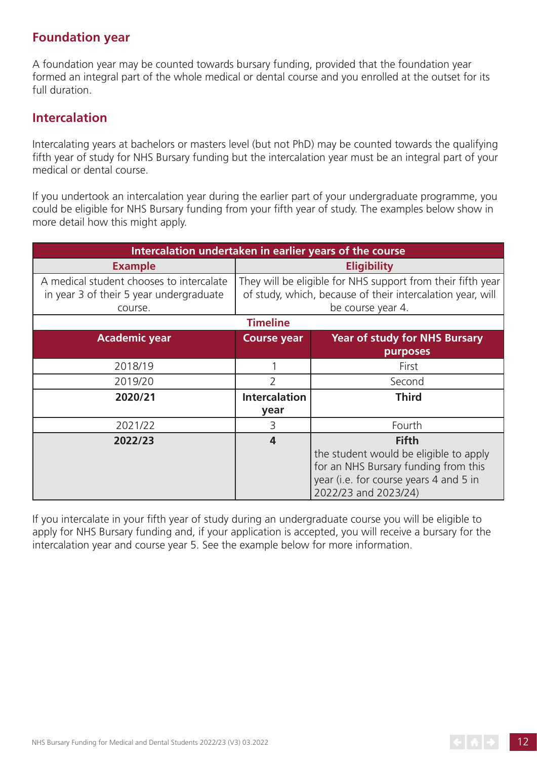## Foundation year

A foundation year may be counted towards bursary funding, provided that the foundation year formed an integral part of the whole medical or dental course and you enrolled at the outset for its full duration.

## Intercalation

Intercalating years at bachelors or masters level (but not PhD) may be counted towards the qualifying fifth year of study for NHS Bursary funding but the intercalation year must be an integral part of your medical or dental course.

If you undertook an intercalation year during the earlier part of your undergraduate programme, you could be eligible for NHS Bursary funding from your fifth year of study. The examples below show in more detail how this might apply.

| Intercalation undertaken in earlier years of the course | | |
|---|---|---|
| **Example** | **Eligibility** | |
| A medical student chooses to intercalate in year 3 of their 5 year undergraduate course. | They will be eligible for NHS support from their fifth year of study, which, because of their intercalation year, will be course year 4. | |
| **Timeline** | | |
| **Academic year** | **Course year** | **Year of study for NHS Bursary purposes** |
| 2018/19 | 1 | First |
| 2019/20 | 2 | Second |
| **2020/21** | **Intercalation year** | **Third** |
| 2021/22 | 3 | Fourth |
| **2022/23** | **4** | **Fifth** the student would be eligible to apply for an NHS Bursary funding from this year (i.e. for course years 4 and 5 in 2022/23 and 2023/24) |

If you intercalate in your fifth year of study during an undergraduate course you will be eligible to apply for NHS Bursary funding and, if your application is accepted, you will receive a bursary for the intercalation year and course year 5. See the example below for more information.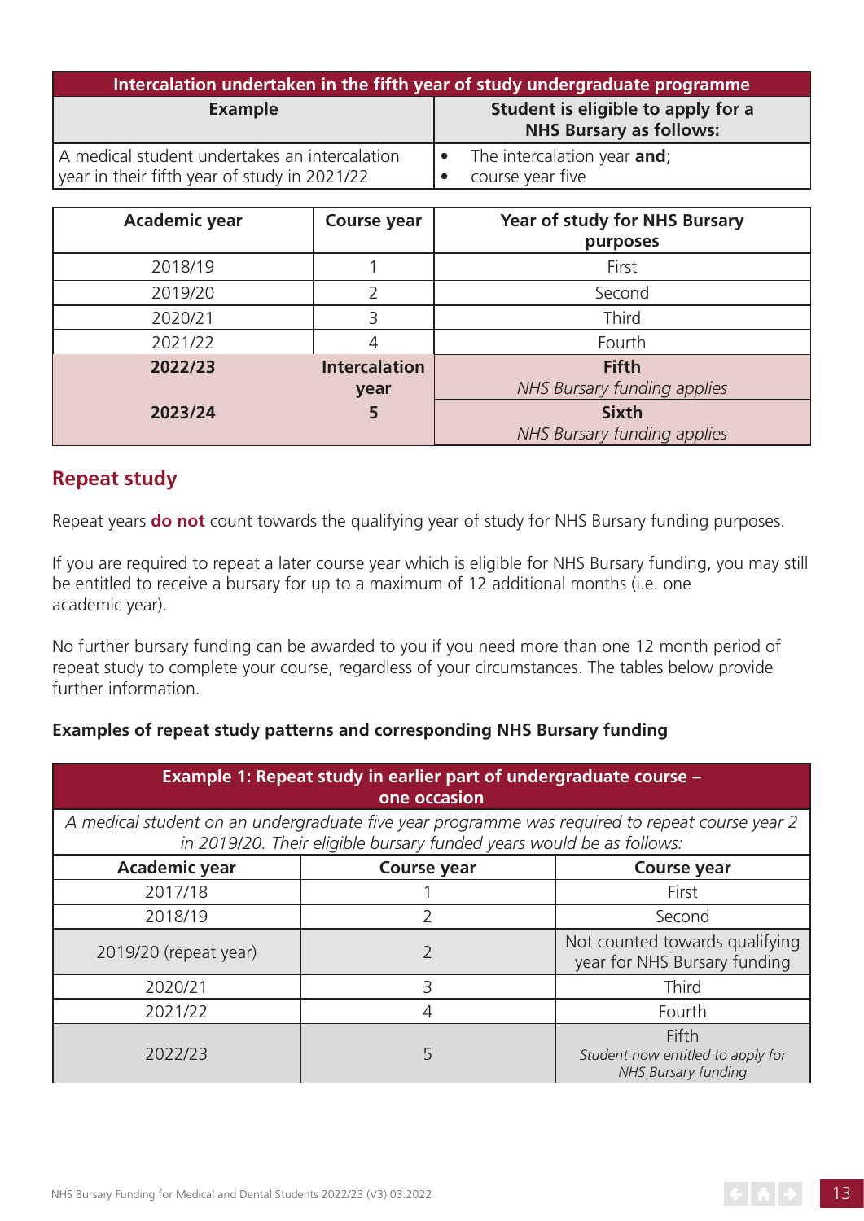| Intercalation undertaken in the fifth year of study undergraduate programme | |
|---|---|
| **Example** | **Student is eligible to apply for a NHS Bursary as follows:** |
| A medical student undertakes an intercalation year in their fifth year of study in 2021/22 | • The intercalation year **and**;<br>• course year five |

| Academic year | Course year | Year of study for NHS Bursary purposes |
|---|---|---|
| 2018/19 | 1 | First |
| 2019/20 | 2 | Second |
| 2020/21 | 3 | Third |
| 2021/22 | 4 | Fourth |
| **2022/23** | **Intercalation year** | **Fifth**<br>*NHS Bursary funding applies* |
| **2023/24** | **5** | **Sixth**<br>*NHS Bursary funding applies* |

## Repeat study

Repeat years **do not** count towards the qualifying year of study for NHS Bursary funding purposes.

If you are required to repeat a later course year which is eligible for NHS Bursary funding, you may still be entitled to receive a bursary for up to a maximum of 12 additional months (i.e. one academic year).

No further bursary funding can be awarded to you if you need more than one 12 month period of repeat study to complete your course, regardless of your circumstances. The tables below provide further information.

**Examples of repeat study patterns and corresponding NHS Bursary funding**

| Example 1: Repeat study in earlier part of undergraduate course – one occasion | | |
|---|---|---|
| *A medical student on an undergraduate five year programme was required to repeat course year 2 in 2019/20. Their eligible bursary funded years would be as follows:* | | |
| **Academic year** | **Course year** | **Course year** |
| 2017/18 | 1 | First |
| 2018/19 | 2 | Second |
| 2019/20 (repeat year) | 2 | Not counted towards qualifying year for NHS Bursary funding |
| 2020/21 | 3 | Third |
| 2021/22 | 4 | Fourth |
| 2022/23 | 5 | Fifth<br>*Student now entitled to apply for NHS Bursary funding* |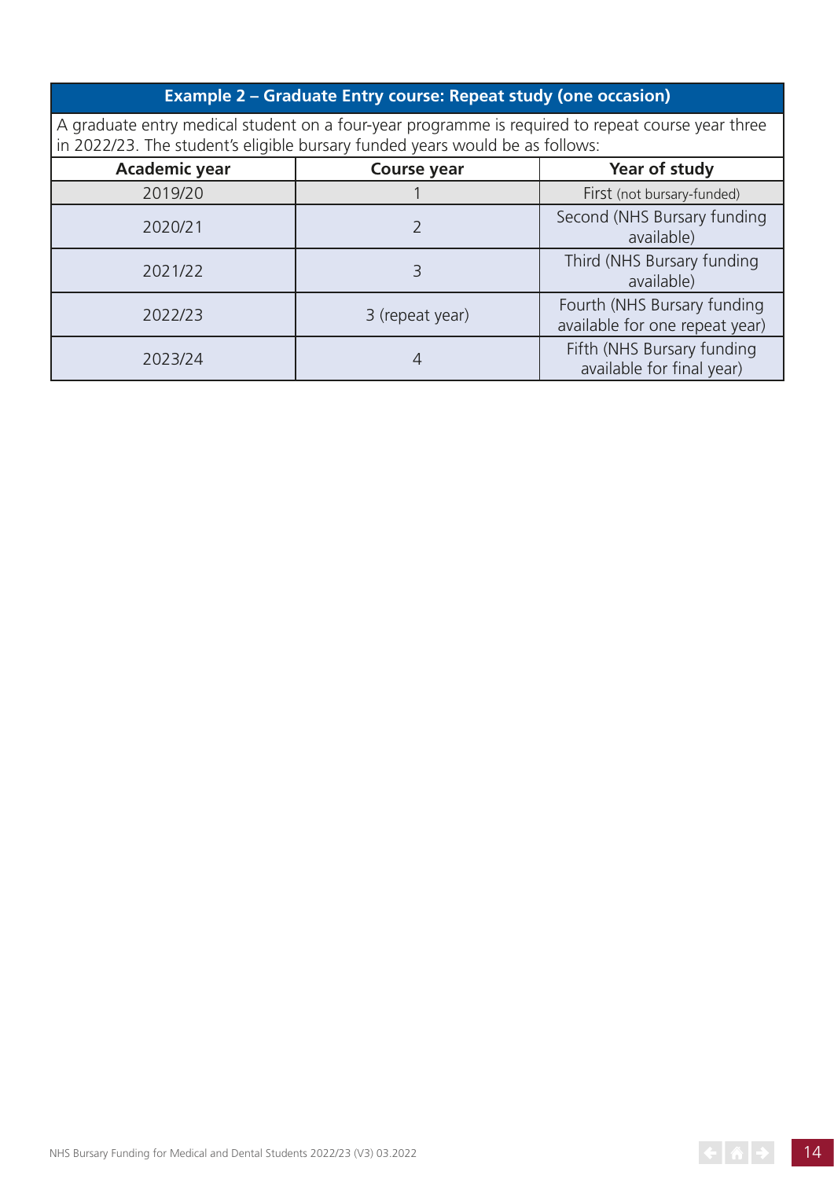**Example 2 – Graduate Entry course: Repeat study (one occasion)**

A graduate entry medical student on a four-year programme is required to repeat course year three in 2022/23. The student's eligible bursary funded years would be as follows:

| Academic year | Course year | Year of study |
|---|---|---|
| 2019/20 | 1 | First (not bursary-funded) |
| 2020/21 | 2 | Second (NHS Bursary funding available) |
| 2021/22 | 3 | Third (NHS Bursary funding available) |
| 2022/23 | 3 (repeat year) | Fourth (NHS Bursary funding available for one repeat year) |
| 2023/24 | 4 | Fifth (NHS Bursary funding available for final year) |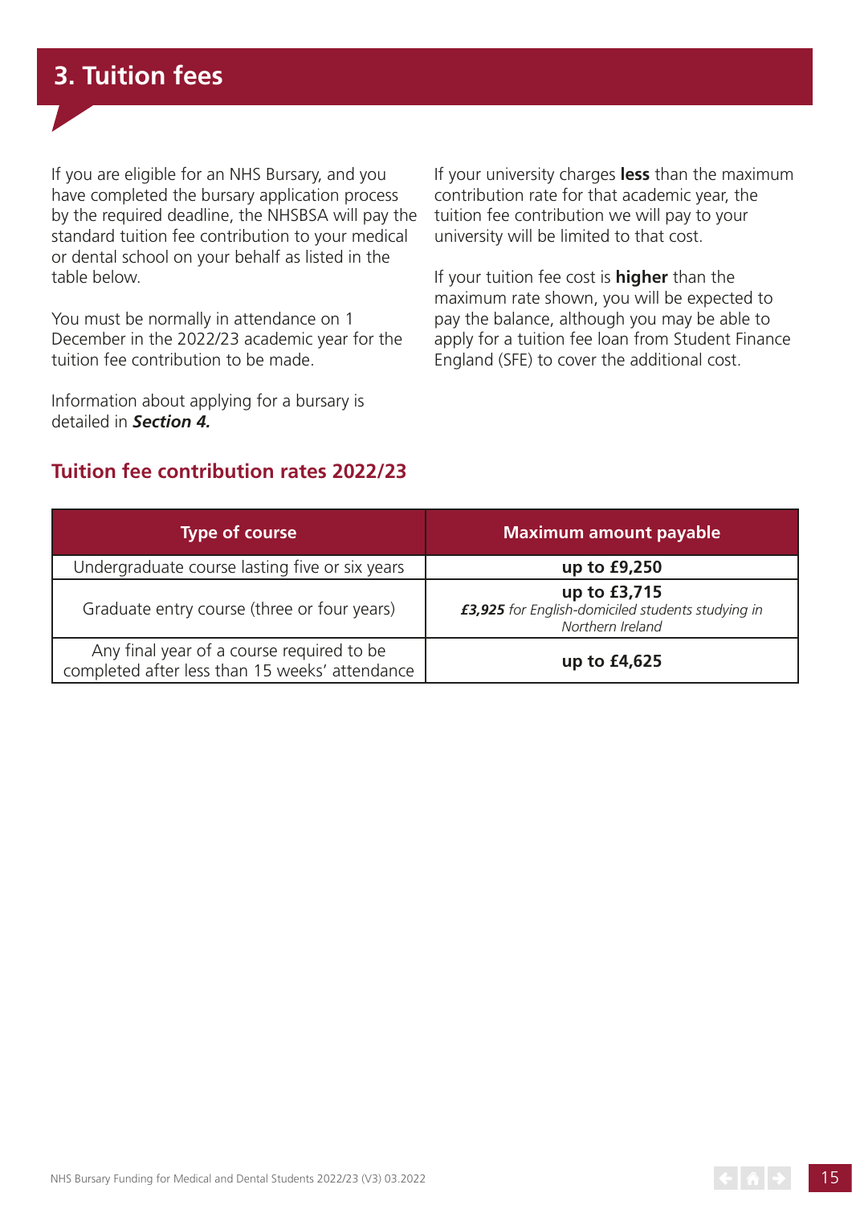# 3. Tuition fees

If you are eligible for an NHS Bursary, and you have completed the bursary application process by the required deadline, the NHSBSA will pay the standard tuition fee contribution to your medical or dental school on your behalf as listed in the table below.

You must be normally in attendance on 1 December in the 2022/23 academic year for the tuition fee contribution to be made.

Information about applying for a bursary is detailed in ***Section 4.***

If your university charges **less** than the maximum contribution rate for that academic year, the tuition fee contribution we will pay to your university will be limited to that cost.

If your tuition fee cost is **higher** than the maximum rate shown, you will be expected to pay the balance, although you may be able to apply for a tuition fee loan from Student Finance England (SFE) to cover the additional cost.

## Tuition fee contribution rates 2022/23

| Type of course | Maximum amount payable |
|---|---|
| Undergraduate course lasting five or six years | **up to £9,250** |
| Graduate entry course (three or four years) | **up to £3,715**<br>***£3,925*** *for English-domiciled students studying in Northern Ireland* |
| Any final year of a course required to be completed after less than 15 weeks' attendance | **up to £4,625** |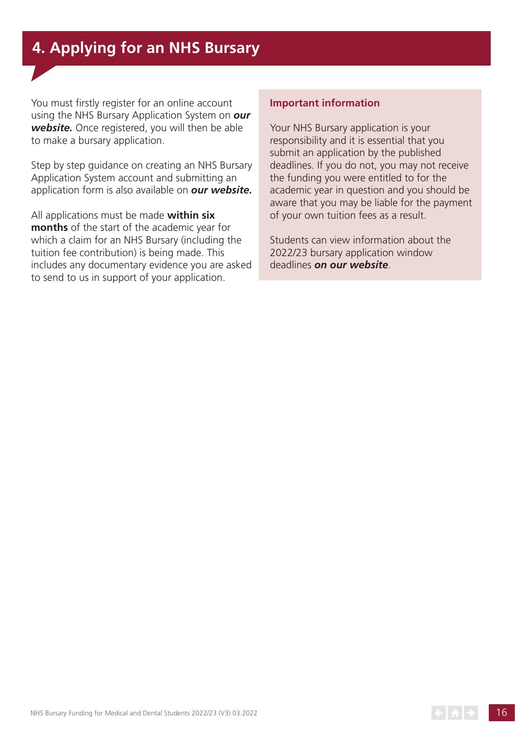# 4. Applying for an NHS Bursary

You must firstly register for an online account using the NHS Bursary Application System on ***our website.*** Once registered, you will then be able to make a bursary application.

Step by step guidance on creating an NHS Bursary Application System account and submitting an application form is also available on ***our website.***

All applications must be made **within six months** of the start of the academic year for which a claim for an NHS Bursary (including the tuition fee contribution) is being made. This includes any documentary evidence you are asked to send to us in support of your application.

**Important information**

Your NHS Bursary application is your responsibility and it is essential that you submit an application by the published deadlines. If you do not, you may not receive the funding you were entitled to for the academic year in question and you should be aware that you may be liable for the payment of your own tuition fees as a result.

Students can view information about the 2022/23 bursary application window deadlines ***on our website***.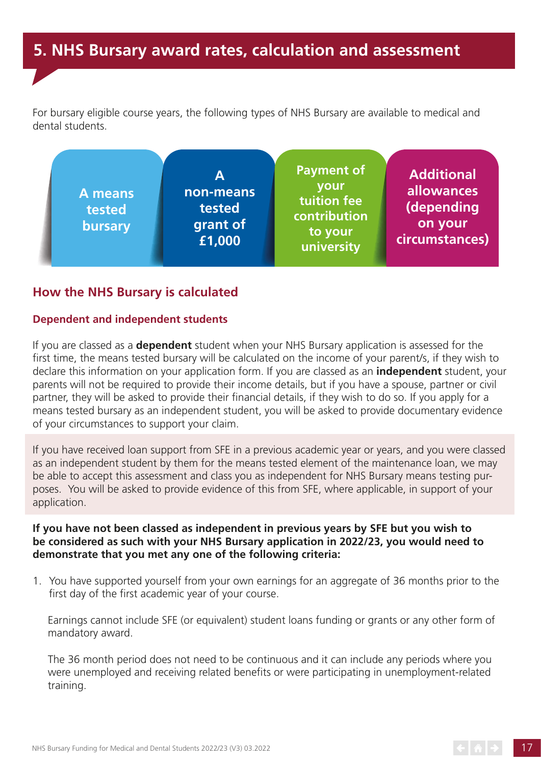# 5. NHS Bursary award rates, calculation and assessment

For bursary eligible course years, the following types of NHS Bursary are available to medical and dental students.

- A means tested bursary
- A non-means tested grant of £1,000
- Payment of your tuition fee contribution to your university
- Additional allowances (depending on your circumstances)

## How the NHS Bursary is calculated

### Dependent and independent students

If you are classed as a **dependent** student when your NHS Bursary application is assessed for the first time, the means tested bursary will be calculated on the income of your parent/s, if they wish to declare this information on your application form. If you are classed as an **independent** student, your parents will not be required to provide their income details, but if you have a spouse, partner or civil partner, they will be asked to provide their financial details, if they wish to do so. If you apply for a means tested bursary as an independent student, you will be asked to provide documentary evidence of your circumstances to support your claim.

If you have received loan support from SFE in a previous academic year or years, and you were classed as an independent student by them for the means tested element of the maintenance loan, we may be able to accept this assessment and class you as independent for NHS Bursary means testing purposes. You will be asked to provide evidence of this from SFE, where applicable, in support of your application.

**If you have not been classed as independent in previous years by SFE but you wish to be considered as such with your NHS Bursary application in 2022/23, you would need to demonstrate that you met any one of the following criteria:**

1. You have supported yourself from your own earnings for an aggregate of 36 months prior to the first day of the first academic year of your course.

   Earnings cannot include SFE (or equivalent) student loans funding or grants or any other form of mandatory award.

   The 36 month period does not need to be continuous and it can include any periods where you were unemployed and receiving related benefits or were participating in unemployment-related training.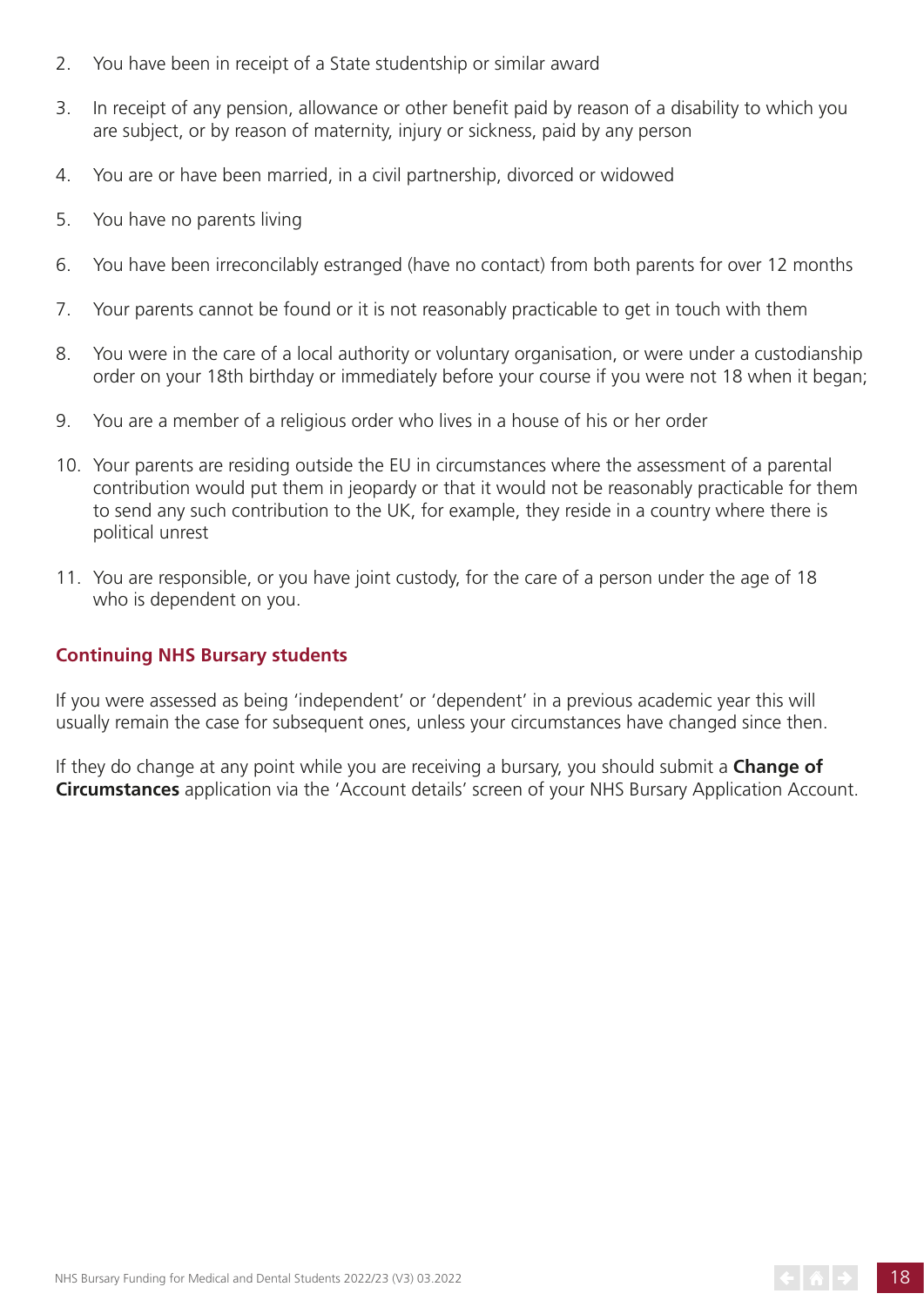2. You have been in receipt of a State studentship or similar award
3. In receipt of any pension, allowance or other benefit paid by reason of a disability to which you are subject, or by reason of maternity, injury or sickness, paid by any person
4. You are or have been married, in a civil partnership, divorced or widowed
5. You have no parents living
6. You have been irreconcilably estranged (have no contact) from both parents for over 12 months
7. Your parents cannot be found or it is not reasonably practicable to get in touch with them
8. You were in the care of a local authority or voluntary organisation, or were under a custodianship order on your 18th birthday or immediately before your course if you were not 18 when it began;
9. You are a member of a religious order who lives in a house of his or her order
10. Your parents are residing outside the EU in circumstances where the assessment of a parental contribution would put them in jeopardy or that it would not be reasonably practicable for them to send any such contribution to the UK, for example, they reside in a country where there is political unrest
11. You are responsible, or you have joint custody, for the care of a person under the age of 18 who is dependent on you.

## Continuing NHS Bursary students

If you were assessed as being 'independent' or 'dependent' in a previous academic year this will usually remain the case for subsequent ones, unless your circumstances have changed since then.

If they do change at any point while you are receiving a bursary, you should submit a **Change of Circumstances** application via the 'Account details' screen of your NHS Bursary Application Account.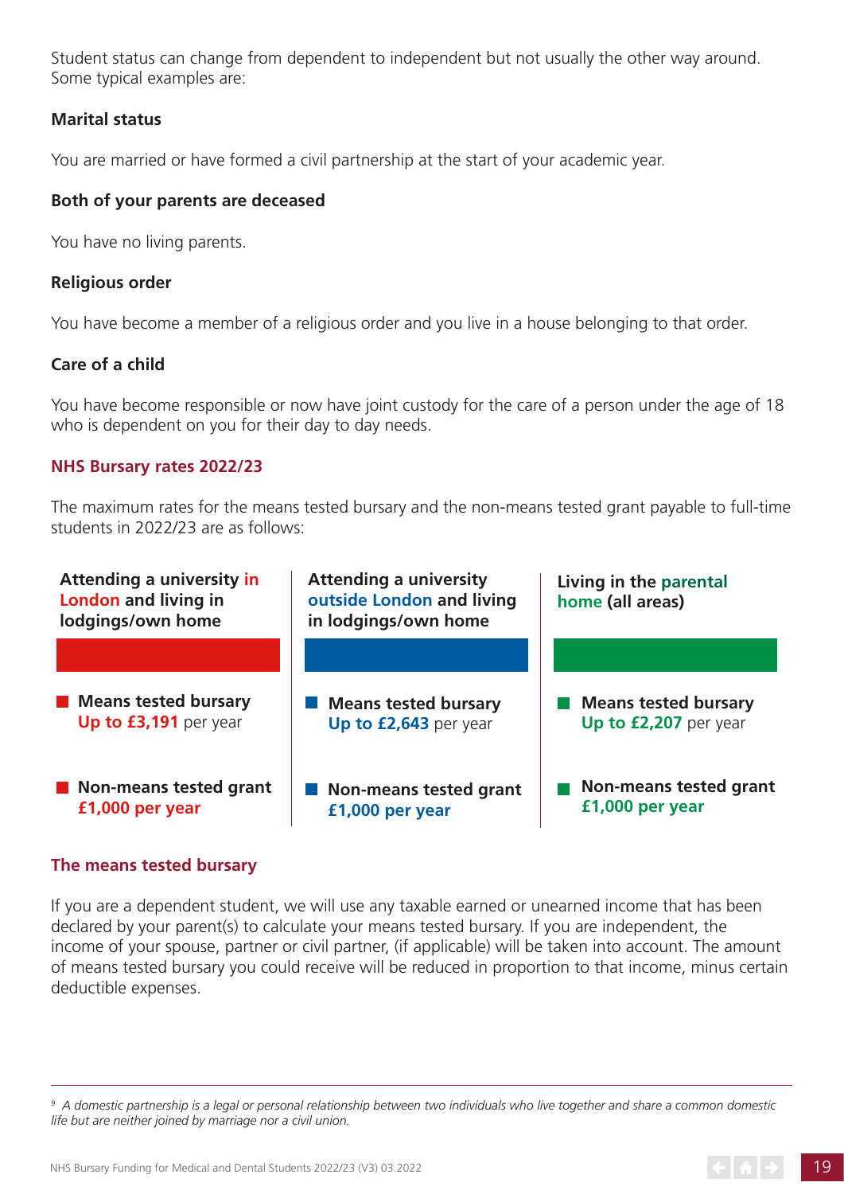Student status can change from dependent to independent but not usually the other way around. Some typical examples are:

**Marital status**

You are married or have formed a civil partnership at the start of your academic year.

**Both of your parents are deceased**

You have no living parents.

**Religious order**

You have become a member of a religious order and you live in a house belonging to that order.

**Care of a child**

You have become responsible or now have joint custody for the care of a person under the age of 18 who is dependent on you for their day to day needs.

## NHS Bursary rates 2022/23

The maximum rates for the means tested bursary and the non-means tested grant payable to full-time students in 2022/23 are as follows:

| Attending a university in London and living in lodgings/own home | Attending a university outside London and living in lodgings/own home | Living in the parental home (all areas) |
|---|---|---|
| **Means tested bursary** **Up to £3,191** per year | **Means tested bursary** **Up to £2,643** per year | **Means tested bursary** **Up to £2,207** per year |
| **Non-means tested grant** **£1,000 per year** | **Non-means tested grant** **£1,000 per year** | **Non-means tested grant** **£1,000 per year** |

## The means tested bursary

If you are a dependent student, we will use any taxable earned or unearned income that has been declared by your parent(s) to calculate your means tested bursary. If you are independent, the income of your spouse, partner or civil partner, (if applicable) will be taken into account. The amount of means tested bursary you could receive will be reduced in proportion to that income, minus certain deductible expenses.

---

[9] *A domestic partnership is a legal or personal relationship between two individuals who live together and share a common domestic life but are neither joined by marriage nor a civil union.*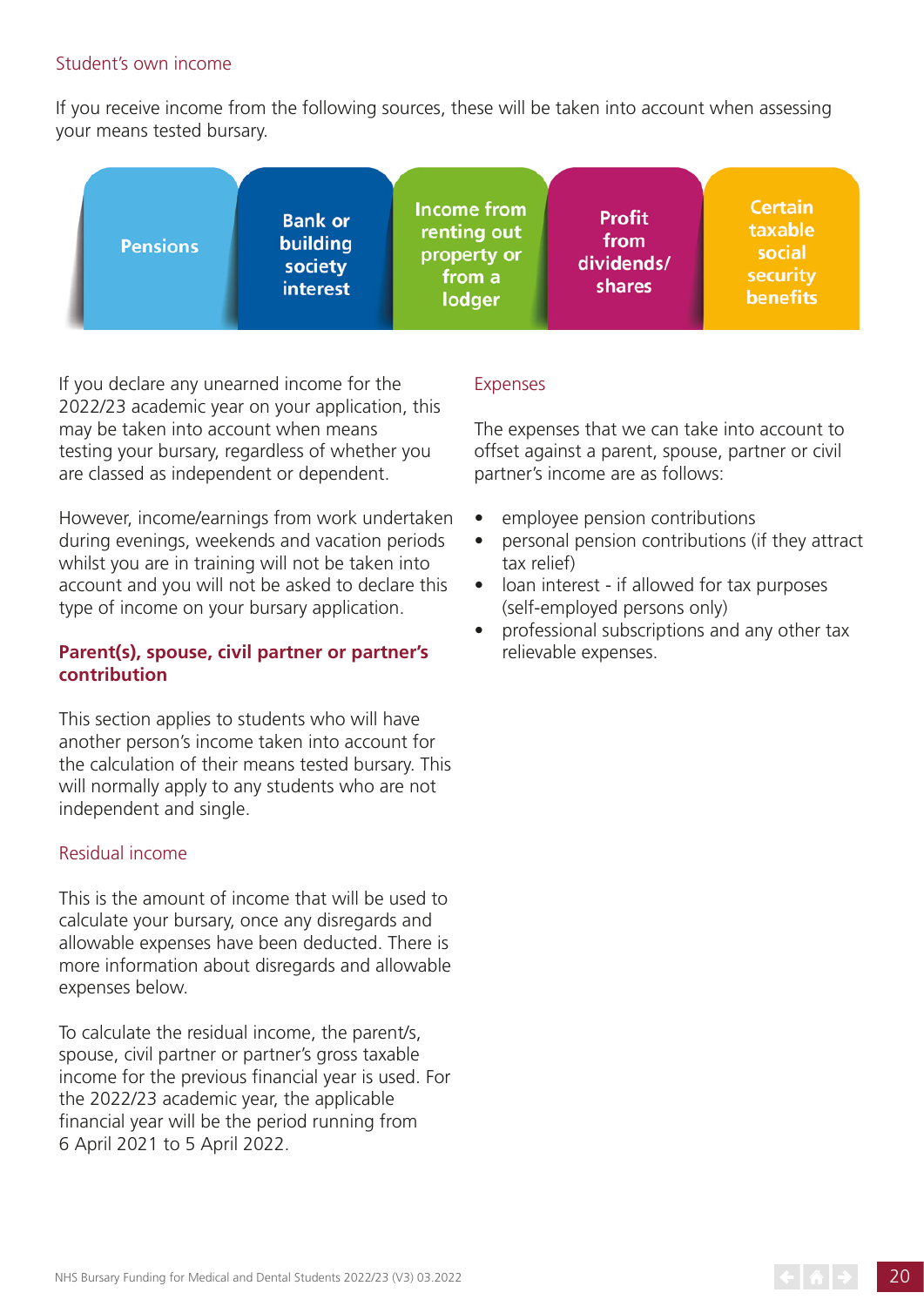### Student’s own income

If you receive income from the following sources, these will be taken into account when assessing your means tested bursary.

- Pensions
- Bank or building society interest
- Income from renting out property or from a lodger
- Profit from dividends/ shares
- Certain taxable social security benefits

If you declare any unearned income for the 2022/23 academic year on your application, this may be taken into account when means testing your bursary, regardless of whether you are classed as independent or dependent.

However, income/earnings from work undertaken during evenings, weekends and vacation periods whilst you are in training will not be taken into account and you will not be asked to declare this type of income on your bursary application.

## Parent(s), spouse, civil partner or partner’s contribution

This section applies to students who will have another person’s income taken into account for the calculation of their means tested bursary. This will normally apply to any students who are not independent and single.

### Residual income

This is the amount of income that will be used to calculate your bursary, once any disregards and allowable expenses have been deducted. There is more information about disregards and allowable expenses below.

To calculate the residual income, the parent/s, spouse, civil partner or partner’s gross taxable income for the previous financial year is used. For the 2022/23 academic year, the applicable financial year will be the period running from 6 April 2021 to 5 April 2022.

### Expenses

The expenses that we can take into account to offset against a parent, spouse, partner or civil partner’s income are as follows:

- employee pension contributions
- personal pension contributions (if they attract tax relief)
- loan interest - if allowed for tax purposes (self-employed persons only)
- professional subscriptions and any other tax relievable expenses.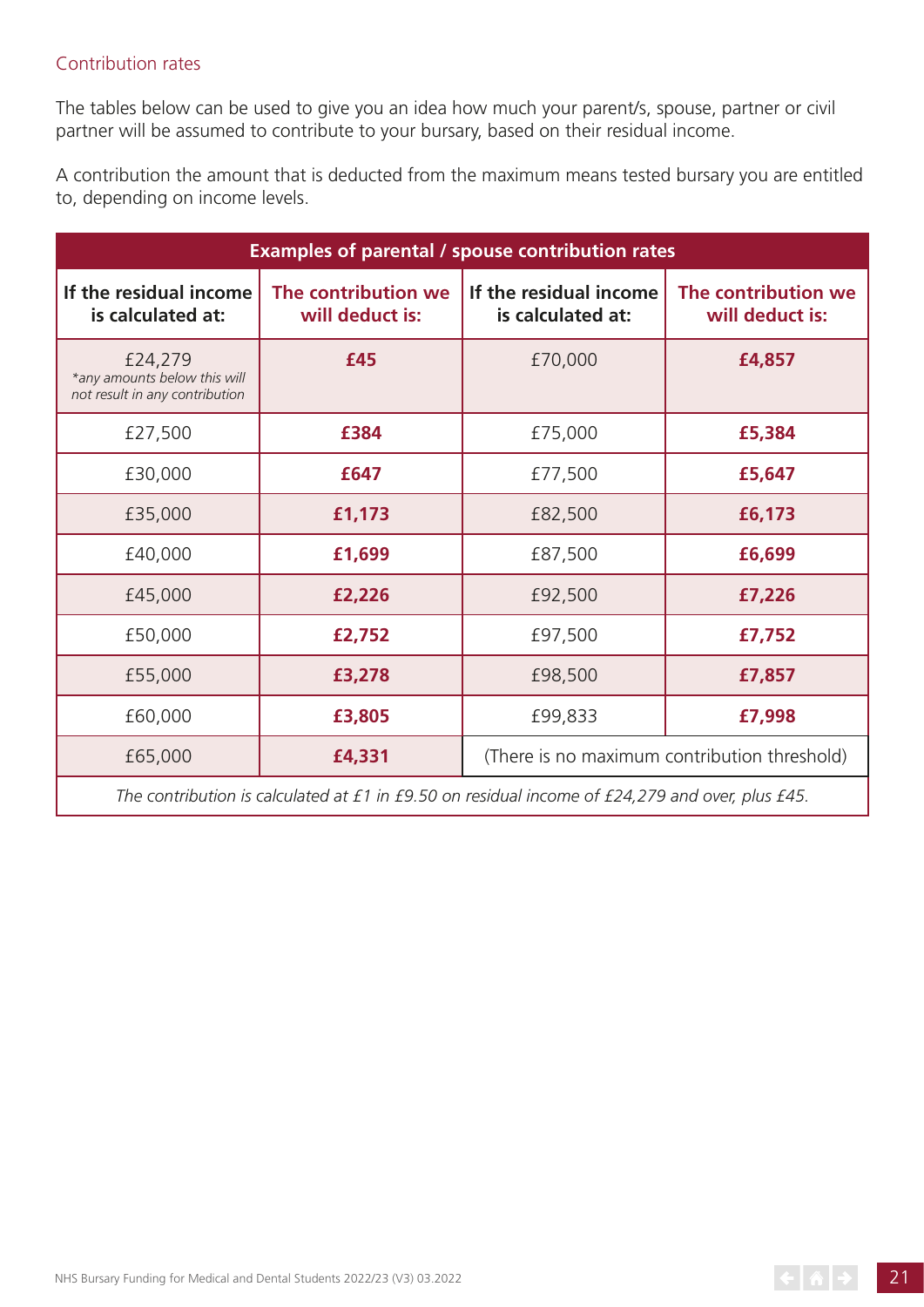## Contribution rates

The tables below can be used to give you an idea how much your parent/s, spouse, partner or civil partner will be assumed to contribute to your bursary, based on their residual income.

A contribution the amount that is deducted from the maximum means tested bursary you are entitled to, depending on income levels.

| Examples of parental / spouse contribution rates | | | |
|---|---|---|---|
| **If the residual income is calculated at:** | **The contribution we will deduct is:** | **If the residual income is calculated at:** | **The contribution we will deduct is:** |
| £24,279 *\*any amounts below this will not result in any contribution* | **£45** | £70,000 | **£4,857** |
| £27,500 | **£384** | £75,000 | **£5,384** |
| £30,000 | **£647** | £77,500 | **£5,647** |
| £35,000 | **£1,173** | £82,500 | **£6,173** |
| £40,000 | **£1,699** | £87,500 | **£6,699** |
| £45,000 | **£2,226** | £92,500 | **£7,226** |
| £50,000 | **£2,752** | £97,500 | **£7,752** |
| £55,000 | **£3,278** | £98,500 | **£7,857** |
| £60,000 | **£3,805** | £99,833 | **£7,998** |
| £65,000 | **£4,331** | (There is no maximum contribution threshold) | |
| *The contribution is calculated at £1 in £9.50 on residual income of £24,279 and over, plus £45.* | | | |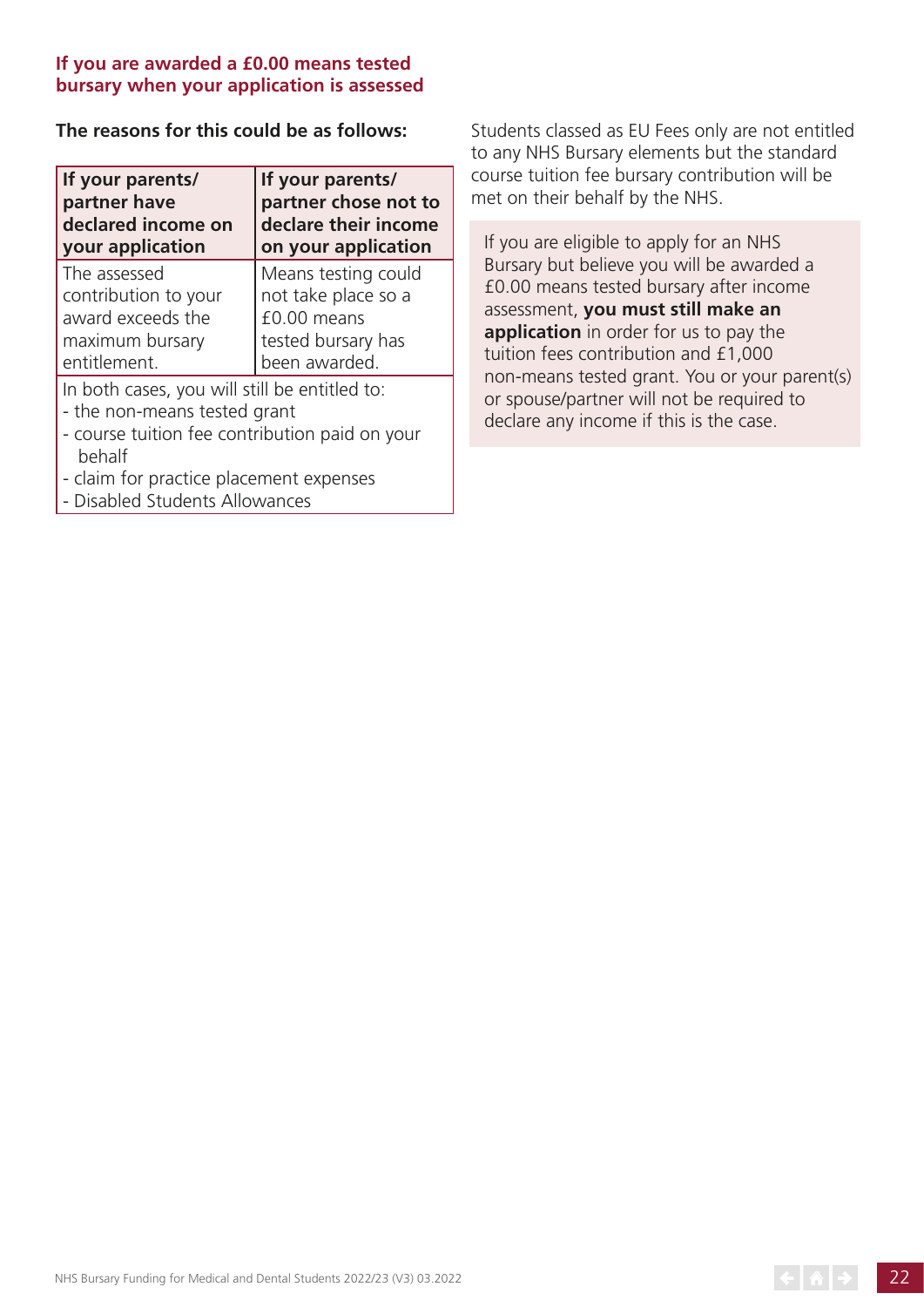## If you are awarded a £0.00 means tested bursary when your application is assessed

**The reasons for this could be as follows:**

| If your parents/ partner have declared income on your application | If your parents/ partner chose not to declare their income on your application |
|---|---|
| The assessed contribution to your award exceeds the maximum bursary entitlement. | Means testing could not take place so a £0.00 means tested bursary has been awarded. |
| In both cases, you will still be entitled to:<br>- the non-means tested grant<br>- course tuition fee contribution paid on your behalf<br>- claim for practice placement expenses<br>- Disabled Students Allowances | |

Students classed as EU Fees only are not entitled to any NHS Bursary elements but the standard course tuition fee bursary contribution will be met on their behalf by the NHS.

If you are eligible to apply for an NHS Bursary but believe you will be awarded a £0.00 means tested bursary after income assessment, **you must still make an application** in order for us to pay the tuition fees contribution and £1,000 non-means tested grant. You or your parent(s) or spouse/partner will not be required to declare any income if this is the case.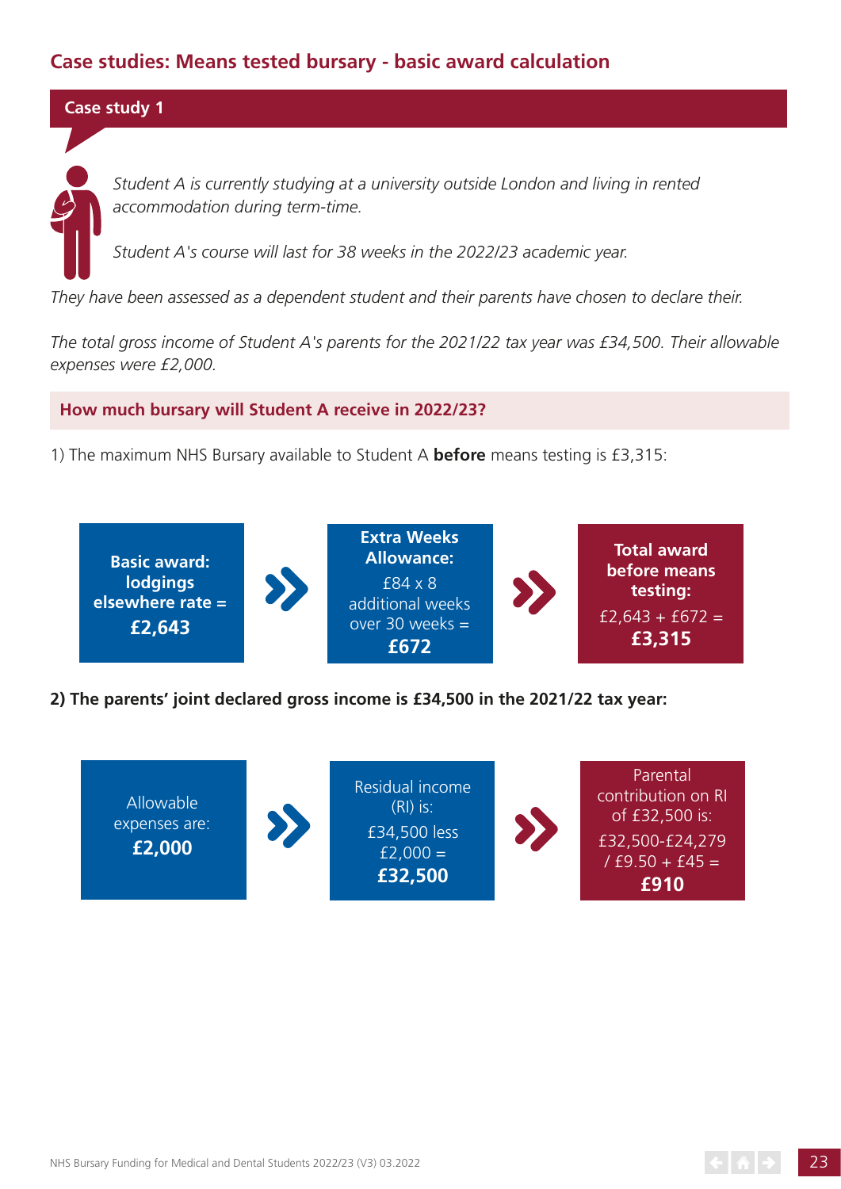## Case studies: Means tested bursary - basic award calculation

### Case study 1

*Student A is currently studying at a university outside London and living in rented accommodation during term-time.*

*Student A's course will last for 38 weeks in the 2022/23 academic year.*

*They have been assessed as a dependent student and their parents have chosen to declare their.*

*The total gross income of Student A's parents for the 2021/22 tax year was £34,500. Their allowable expenses were £2,000.*

**How much bursary will Student A receive in 2022/23?**

1) The maximum NHS Bursary available to Student A **before** means testing is £3,315:

**Basic award: lodgings elsewhere rate = £2,643**

» **Extra Weeks Allowance:** £84 x 8 additional weeks over 30 weeks = **£672**

» **Total award before means testing:** £2,643 + £672 = **£3,315**

**2) The parents' joint declared gross income is £34,500 in the 2021/22 tax year:**

Allowable expenses are: **£2,000**

» Residual income (RI) is: £34,500 less £2,000 = **£32,500**

» Parental contribution on RI of £32,500 is: £32,500-£24,279 / £9.50 + £45 = **£910**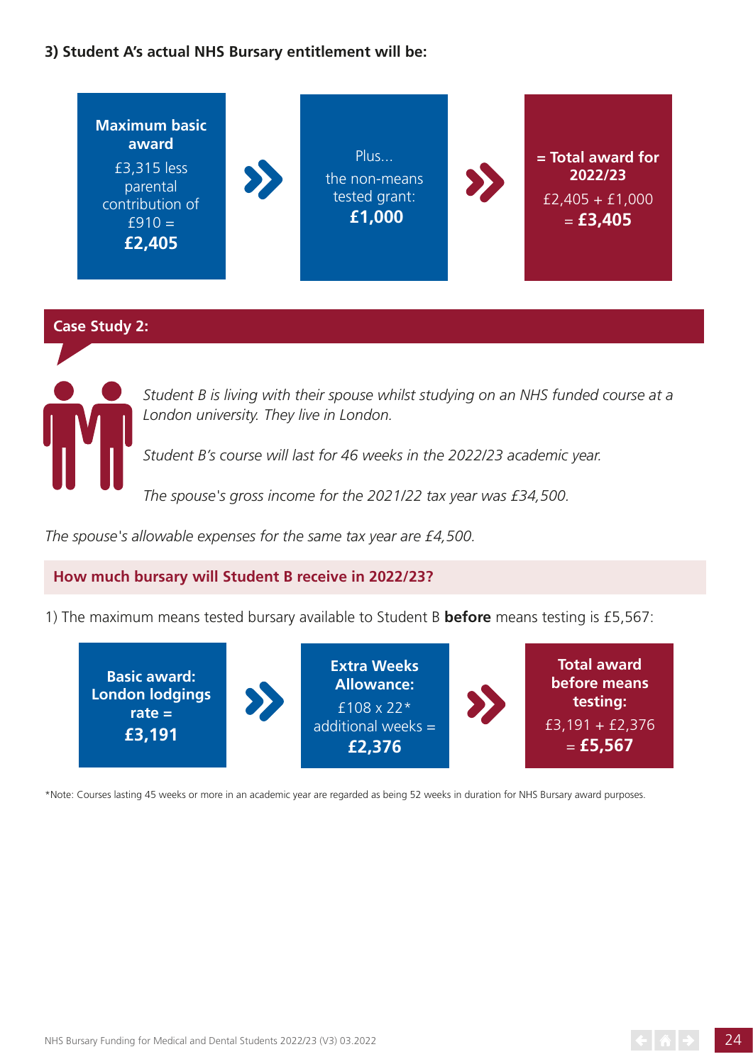**3) Student A's actual NHS Bursary entitlement will be:**

**Maximum basic award**
£3,315 less parental contribution of £910 = **£2,405**

Plus... the non-means tested grant: **£1,000**

**= Total award for 2022/23**
£2,405 + £1,000 = **£3,405**

## Case Study 2:

*Student B is living with their spouse whilst studying on an NHS funded course at a London university. They live in London.*

*Student B's course will last for 46 weeks in the 2022/23 academic year.*

*The spouse's gross income for the 2021/22 tax year was £34,500.*

*The spouse's allowable expenses for the same tax year are £4,500.*

### How much bursary will Student B receive in 2022/23?

1) The maximum means tested bursary available to Student B **before** means testing is £5,567:

**Basic award: London lodgings rate = £3,191**

**Extra Weeks Allowance:**
£108 x 22* additional weeks = **£2,376**

**Total award before means testing:**
£3,191 + £2,376 = **£5,567**

*Note: Courses lasting 45 weeks or more in an academic year are regarded as being 52 weeks in duration for NHS Bursary award purposes.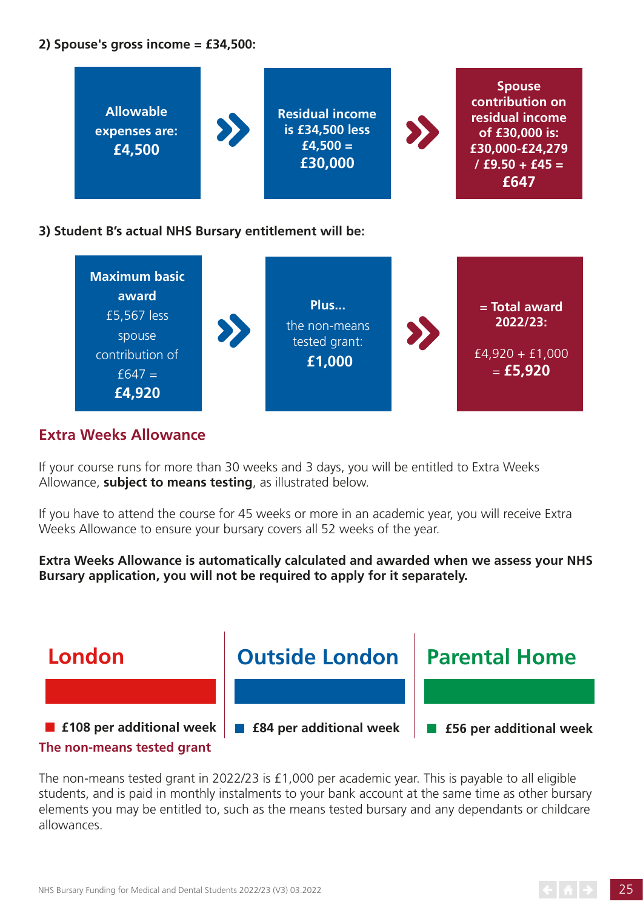**2) Spouse's gross income = £34,500:**

**Allowable expenses are: £4,500** » **Residual income is £34,500 less £4,500 = £30,000** » **Spouse contribution on residual income of £30,000 is: £30,000-£24,279 / £9.50 + £45 = £647**

**3) Student B's actual NHS Bursary entitlement will be:**

**Maximum basic award** £5,567 less spouse contribution of £647 = **£4,920** » **Plus...** the non-means tested grant: **£1,000** » **= Total award 2022/23:** £4,920 + £1,000 = **£5,920**

## Extra Weeks Allowance

If your course runs for more than 30 weeks and 3 days, you will be entitled to Extra Weeks Allowance, **subject to means testing**, as illustrated below.

If you have to attend the course for 45 weeks or more in an academic year, you will receive Extra Weeks Allowance to ensure your bursary covers all 52 weeks of the year.

**Extra Weeks Allowance is automatically calculated and awarded when we assess your NHS Bursary application, you will not be required to apply for it separately.**

| London | Outside London | Parental Home |
|---|---|---|
| £108 per additional week | £84 per additional week | £56 per additional week |

## The non-means tested grant

The non-means tested grant in 2022/23 is £1,000 per academic year. This is payable to all eligible students, and is paid in monthly instalments to your bank account at the same time as other bursary elements you may be entitled to, such as the means tested bursary and any dependants or childcare allowances.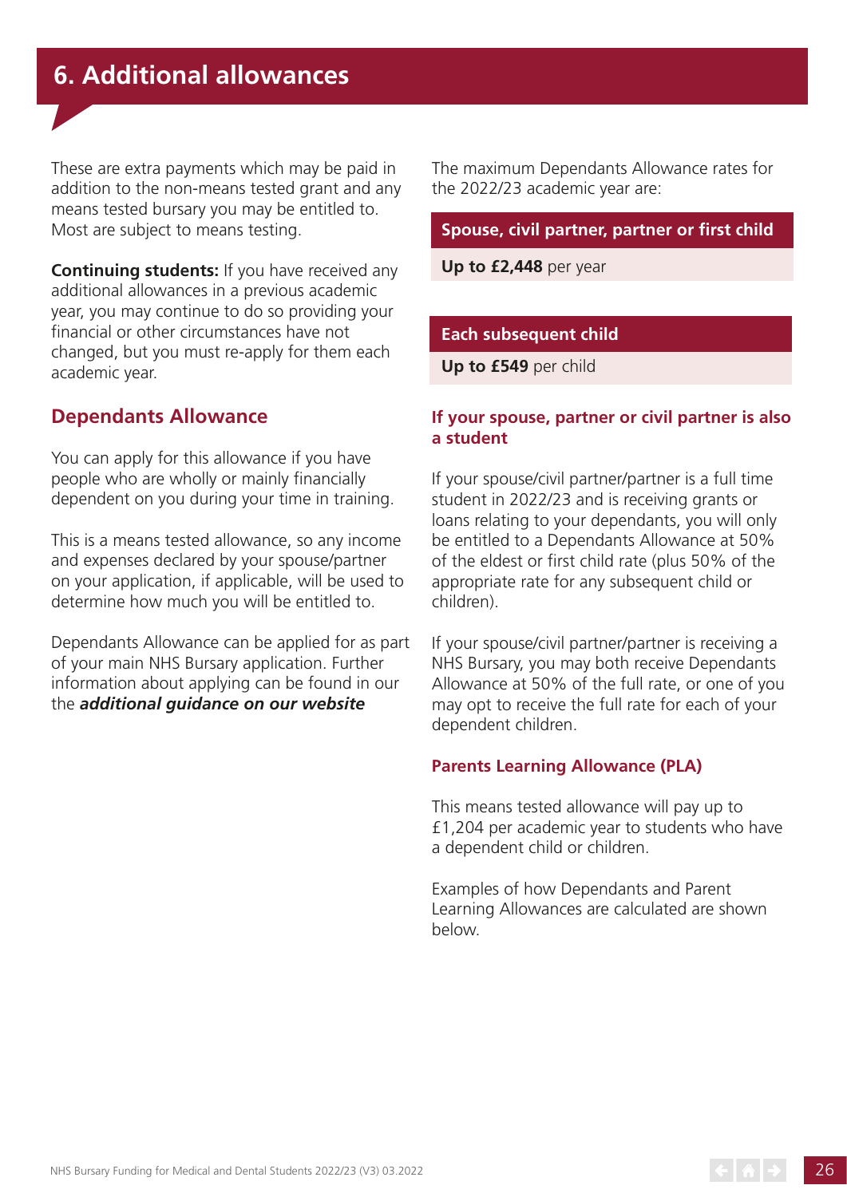# 6. Additional allowances

These are extra payments which may be paid in addition to the non-means tested grant and any means tested bursary you may be entitled to. Most are subject to means testing.

**Continuing students:** If you have received any additional allowances in a previous academic year, you may continue to do so providing your financial or other circumstances have not changed, but you must re-apply for them each academic year.

## Dependants Allowance

You can apply for this allowance if you have people who are wholly or mainly financially dependent on you during your time in training.

This is a means tested allowance, so any income and expenses declared by your spouse/partner on your application, if applicable, will be used to determine how much you will be entitled to.

Dependants Allowance can be applied for as part of your main NHS Bursary application. Further information about applying can be found in our the ***additional guidance on our website***

The maximum Dependants Allowance rates for the 2022/23 academic year are:

| Spouse, civil partner, partner or first child |
| --- |
| **Up to £2,448** per year |

| Each subsequent child |
| --- |
| **Up to £549** per child |

### If your spouse, partner or civil partner is also a student

If your spouse/civil partner/partner is a full time student in 2022/23 and is receiving grants or loans relating to your dependants, you will only be entitled to a Dependants Allowance at 50% of the eldest or first child rate (plus 50% of the appropriate rate for any subsequent child or children).

If your spouse/civil partner/partner is receiving a NHS Bursary, you may both receive Dependants Allowance at 50% of the full rate, or one of you may opt to receive the full rate for each of your dependent children.

### Parents Learning Allowance (PLA)

This means tested allowance will pay up to £1,204 per academic year to students who have a dependent child or children.

Examples of how Dependants and Parent Learning Allowances are calculated are shown below.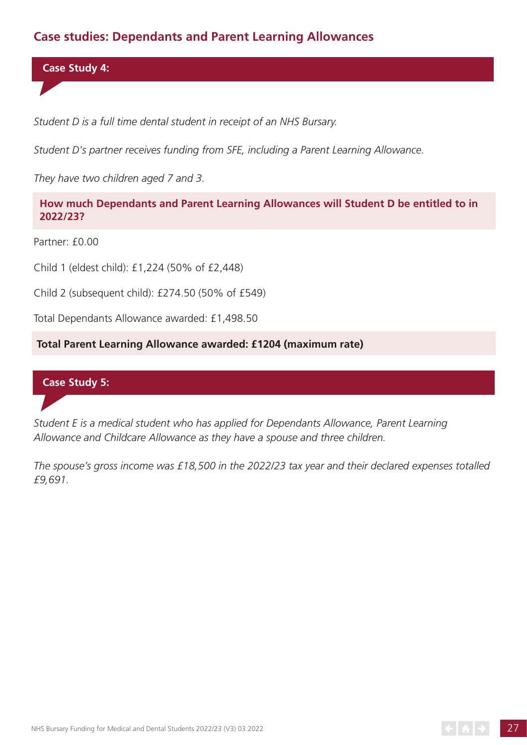## Case studies: Dependants and Parent Learning Allowances

### Case Study 4:

*Student D is a full time dental student in receipt of an NHS Bursary.*

*Student D's partner receives funding from SFE, including a Parent Learning Allowance.*

*They have two children aged 7 and 3.*

**How much Dependants and Parent Learning Allowances will Student D be entitled to in 2022/23?**

Partner: £0.00

Child 1 (eldest child): £1,224 (50% of £2,448)

Child 2 (subsequent child): £274.50 (50% of £549)

Total Dependants Allowance awarded: £1,498.50

**Total Parent Learning Allowance awarded: £1204 (maximum rate)**

### Case Study 5:

*Student E is a medical student who has applied for Dependants Allowance, Parent Learning Allowance and Childcare Allowance as they have a spouse and three children.*

*The spouse's gross income was £18,500 in the 2022/23 tax year and their declared expenses totalled £9,691.*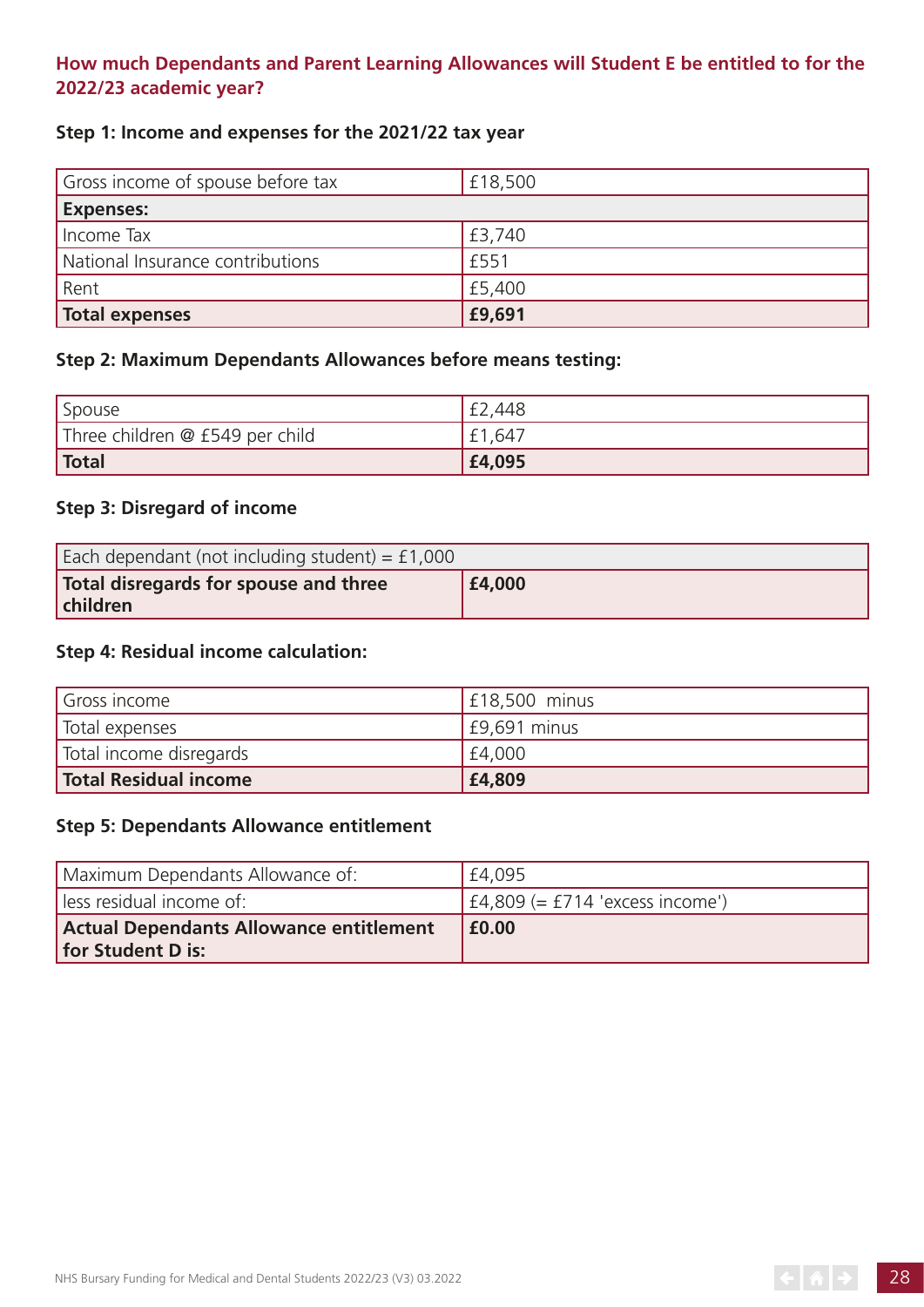### How much Dependants and Parent Learning Allowances will Student E be entitled to for the 2022/23 academic year?

**Step 1: Income and expenses for the 2021/22 tax year**

| Gross income of spouse before tax | £18,500 |
|---|---|
| **Expenses:** | |
| Income Tax | £3,740 |
| National Insurance contributions | £551 |
| Rent | £5,400 |
| **Total expenses** | **£9,691** |

**Step 2: Maximum Dependants Allowances before means testing:**

| Spouse | £2,448 |
|---|---|
| Three children @ £549 per child | £1,647 |
| **Total** | **£4,095** |

**Step 3: Disregard of income**

| Each dependant (not including student) = £1,000 | |
|---|---|
| **Total disregards for spouse and three children** | **£4,000** |

**Step 4: Residual income calculation:**

| Gross income | £18,500 minus |
|---|---|
| Total expenses | £9,691 minus |
| Total income disregards | £4,000 |
| **Total Residual income** | **£4,809** |

**Step 5: Dependants Allowance entitlement**

| Maximum Dependants Allowance of: | £4,095 |
|---|---|
| less residual income of: | £4,809 (= £714 'excess income') |
| **Actual Dependants Allowance entitlement for Student D is:** | **£0.00** |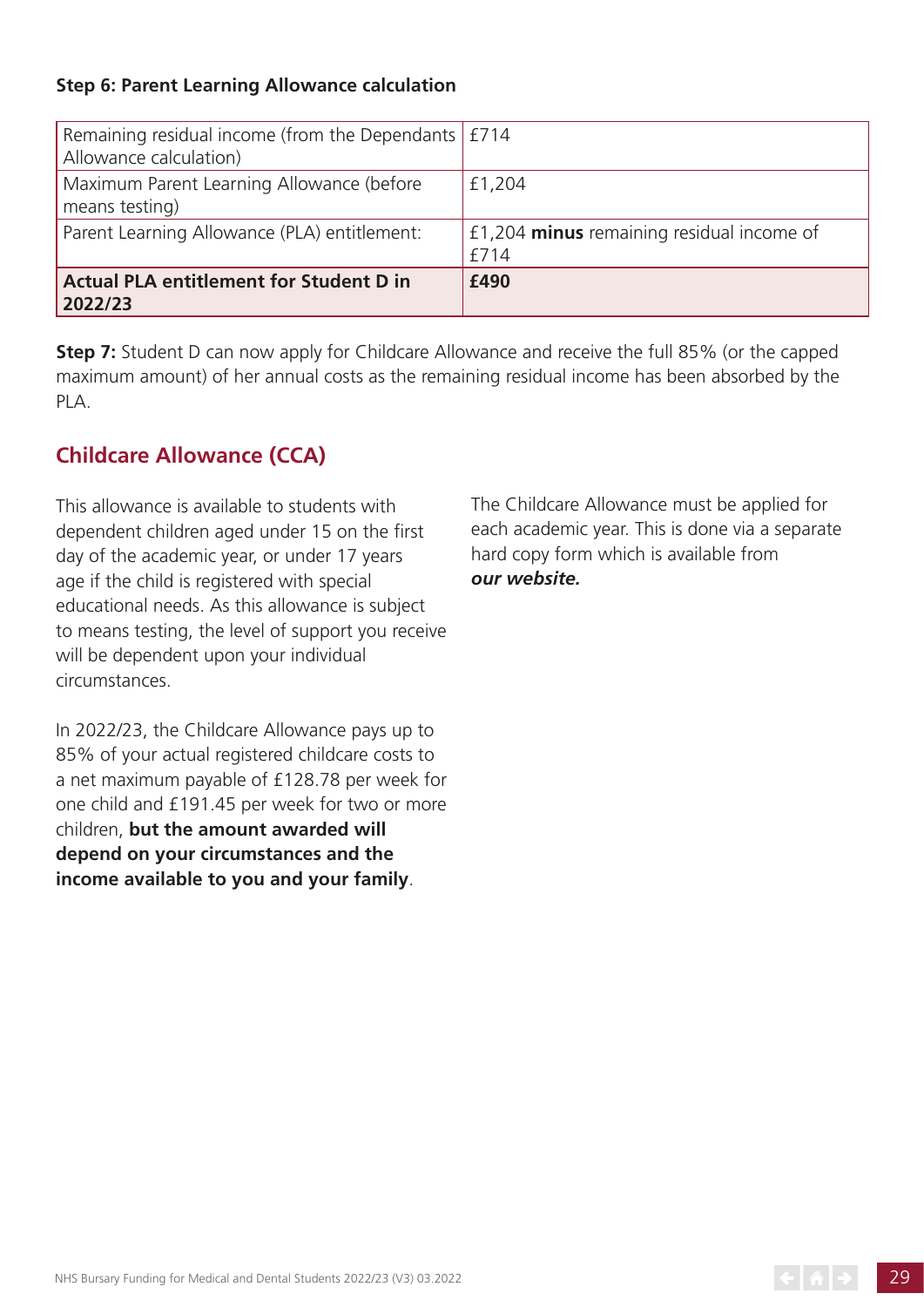**Step 6: Parent Learning Allowance calculation**

| | |
|---|---|
| Remaining residual income (from the Dependants Allowance calculation) | £714 |
| Maximum Parent Learning Allowance (before means testing) | £1,204 |
| Parent Learning Allowance (PLA) entitlement: | £1,204 **minus** remaining residual income of £714 |
| **Actual PLA entitlement for Student D in 2022/23** | **£490** |

**Step 7:** Student D can now apply for Childcare Allowance and receive the full 85% (or the capped maximum amount) of her annual costs as the remaining residual income has been absorbed by the PLA.

## Childcare Allowance (CCA)

This allowance is available to students with dependent children aged under 15 on the first day of the academic year, or under 17 years age if the child is registered with special educational needs. As this allowance is subject to means testing, the level of support you receive will be dependent upon your individual circumstances.

In 2022/23, the Childcare Allowance pays up to 85% of your actual registered childcare costs to a net maximum payable of £128.78 per week for one child and £191.45 per week for two or more children, **but the amount awarded will depend on your circumstances and the income available to you and your family**.

The Childcare Allowance must be applied for each academic year. This is done via a separate hard copy form which is available from ***our website.***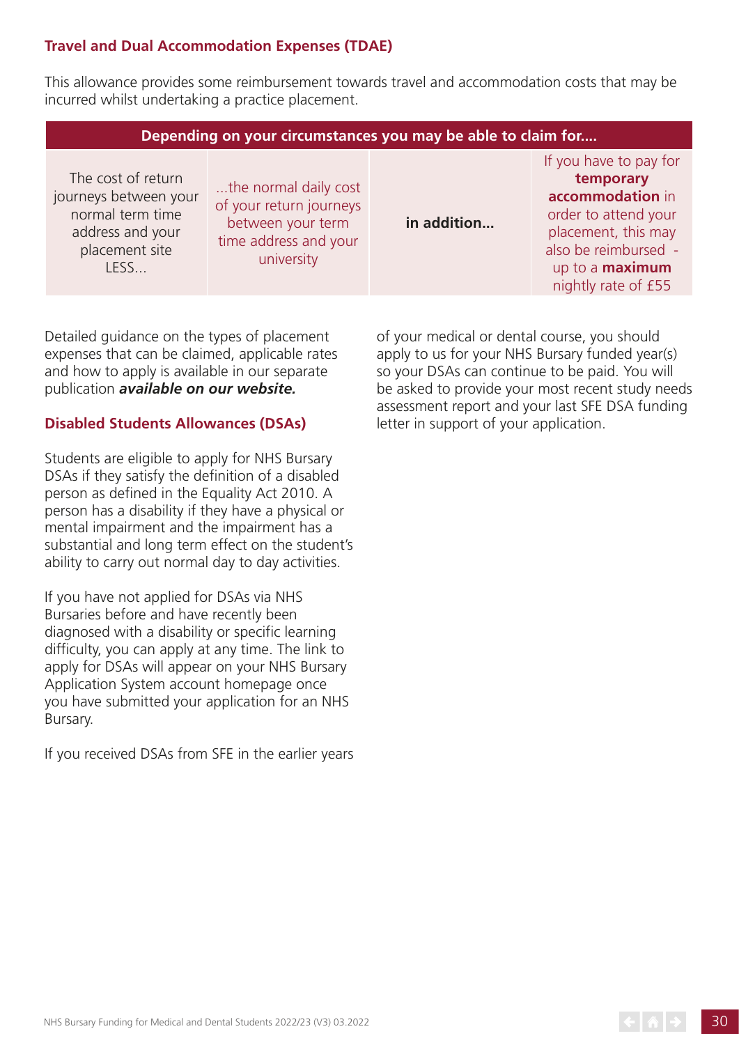### Travel and Dual Accommodation Expenses (TDAE)

This allowance provides some reimbursement towards travel and accommodation costs that may be incurred whilst undertaking a practice placement.

| Depending on your circumstances you may be able to claim for.... | | | |
|---|---|---|---|
| The cost of return journeys between your normal term time address and your placement site LESS... | ...the normal daily cost of your return journeys between your term time address and your university | **in addition...** | If you have to pay for **temporary accommodation** in order to attend your placement, this may also be reimbursed - up to a **maximum** nightly rate of £55 |

Detailed guidance on the types of placement expenses that can be claimed, applicable rates and how to apply is available in our separate publication ***available on our website.***

### Disabled Students Allowances (DSAs)

Students are eligible to apply for NHS Bursary DSAs if they satisfy the definition of a disabled person as defined in the Equality Act 2010. A person has a disability if they have a physical or mental impairment and the impairment has a substantial and long term effect on the student's ability to carry out normal day to day activities.

If you have not applied for DSAs via NHS Bursaries before and have recently been diagnosed with a disability or specific learning difficulty, you can apply at any time. The link to apply for DSAs will appear on your NHS Bursary Application System account homepage once you have submitted your application for an NHS Bursary.

If you received DSAs from SFE in the earlier years of your medical or dental course, you should apply to us for your NHS Bursary funded year(s) so your DSAs can continue to be paid. You will be asked to provide your most recent study needs assessment report and your last SFE DSA funding letter in support of your application.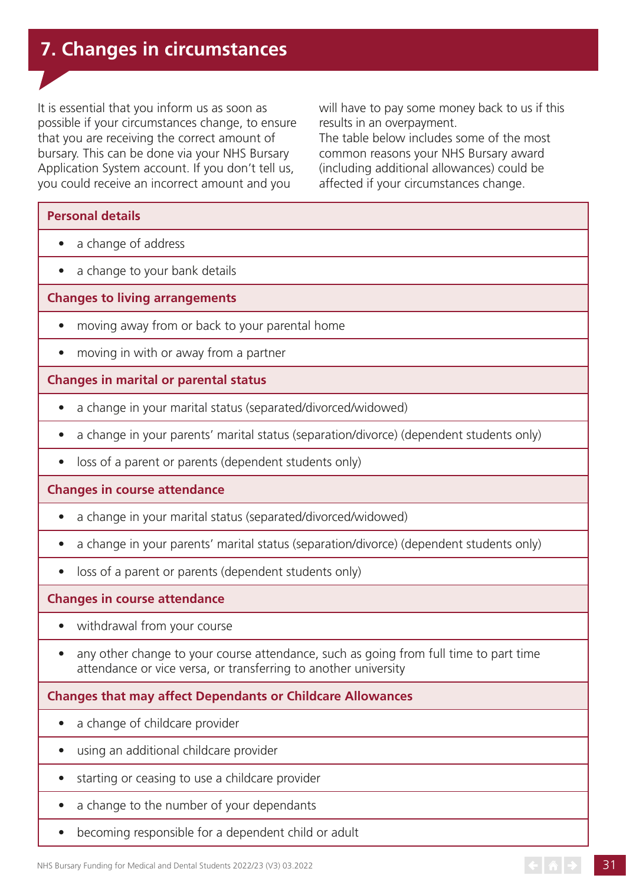# 7. Changes in circumstances

It is essential that you inform us as soon as possible if your circumstances change, to ensure that you are receiving the correct amount of bursary. This can be done via your NHS Bursary Application System account. If you don't tell us, you could receive an incorrect amount and you will have to pay some money back to us if this results in an overpayment.

The table below includes some of the most common reasons your NHS Bursary award (including additional allowances) could be affected if your circumstances change.

| **Personal details** |
|---|
| • a change of address |
| • a change to your bank details |
| **Changes to living arrangements** |
| • moving away from or back to your parental home |
| • moving in with or away from a partner |
| **Changes in marital or parental status** |
| • a change in your marital status (separated/divorced/widowed) |
| • a change in your parents' marital status (separation/divorce) (dependent students only) |
| • loss of a parent or parents (dependent students only) |
| **Changes in course attendance** |
| • a change in your marital status (separated/divorced/widowed) |
| • a change in your parents' marital status (separation/divorce) (dependent students only) |
| • loss of a parent or parents (dependent students only) |
| **Changes in course attendance** |
| • withdrawal from your course |
| • any other change to your course attendance, such as going from full time to part time attendance or vice versa, or transferring to another university |
| **Changes that may affect Dependants or Childcare Allowances** |
| • a change of childcare provider |
| • using an additional childcare provider |
| • starting or ceasing to use a childcare provider |
| • a change to the number of your dependants |
| • becoming responsible for a dependent child or adult |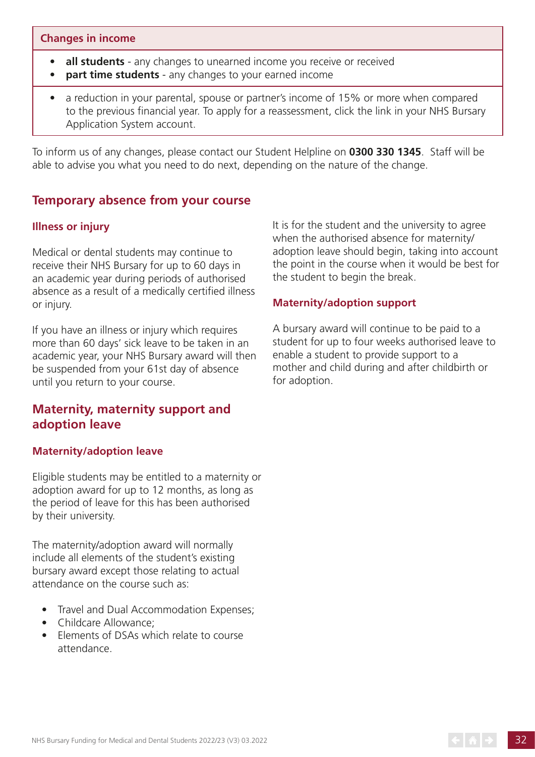| Changes in income |
| --- |
| • **all students** - any changes to unearned income you receive or received<br>• **part time students** - any changes to your earned income |
| • a reduction in your parental, spouse or partner's income of 15% or more when compared to the previous financial year. To apply for a reassessment, click the link in your NHS Bursary Application System account. |

To inform us of any changes, please contact our Student Helpline on **0300 330 1345**. Staff will be able to advise you what you need to do next, depending on the nature of the change.

## Temporary absence from your course

### Illness or injury

Medical or dental students may continue to receive their NHS Bursary for up to 60 days in an academic year during periods of authorised absence as a result of a medically certified illness or injury.

If you have an illness or injury which requires more than 60 days' sick leave to be taken in an academic year, your NHS Bursary award will then be suspended from your 61st day of absence until you return to your course.

## Maternity, maternity support and adoption leave

### Maternity/adoption leave

Eligible students may be entitled to a maternity or adoption award for up to 12 months, as long as the period of leave for this has been authorised by their university.

The maternity/adoption award will normally include all elements of the student's existing bursary award except those relating to actual attendance on the course such as:

- Travel and Dual Accommodation Expenses;
- Childcare Allowance;
- Elements of DSAs which relate to course attendance.

It is for the student and the university to agree when the authorised absence for maternity/adoption leave should begin, taking into account the point in the course when it would be best for the student to begin the break.

### Maternity/adoption support

A bursary award will continue to be paid to a student for up to four weeks authorised leave to enable a student to provide support to a mother and child during and after childbirth or for adoption.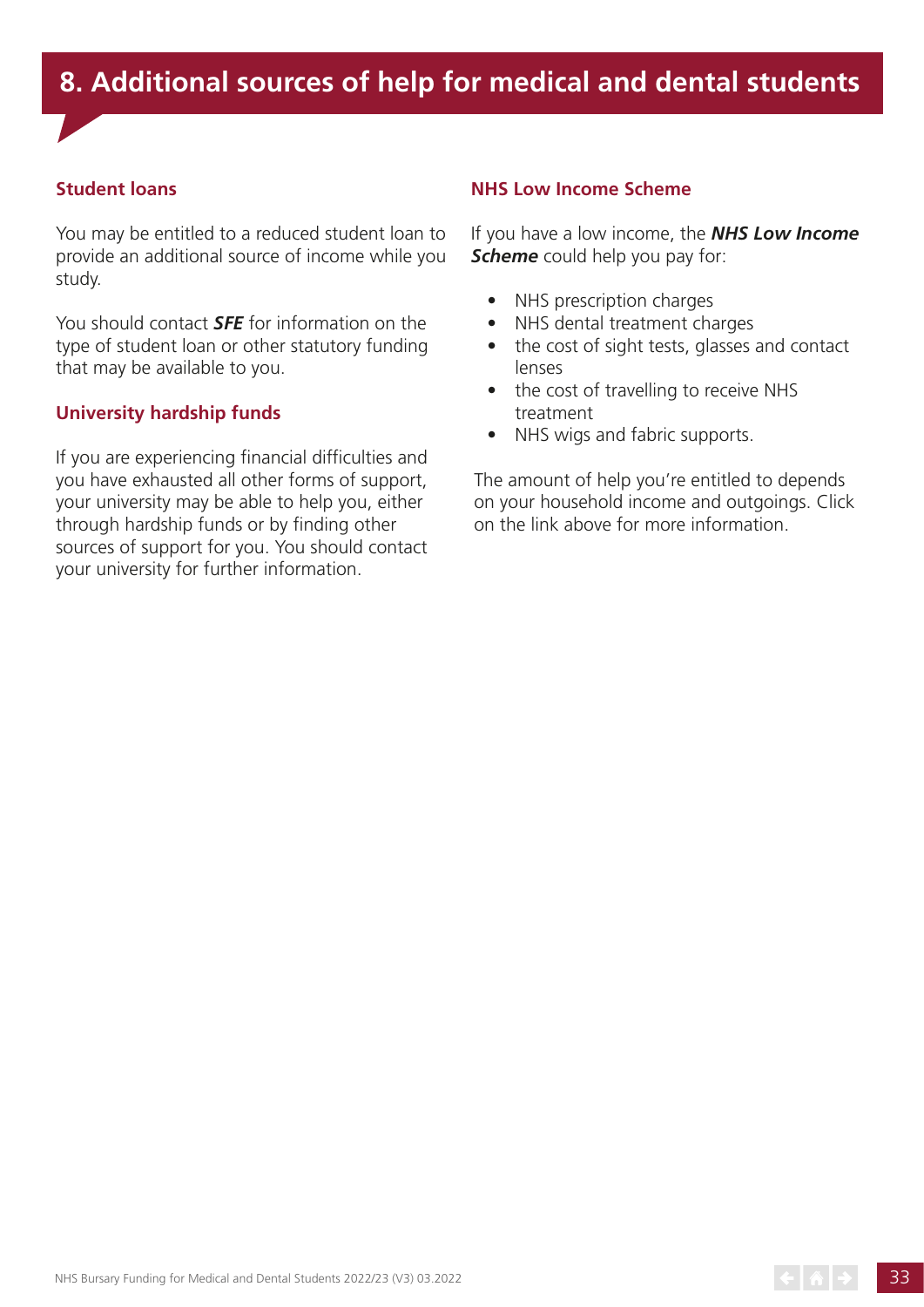# 8. Additional sources of help for medical and dental students

## Student loans

You may be entitled to a reduced student loan to provide an additional source of income while you study.

You should contact ***SFE*** for information on the type of student loan or other statutory funding that may be available to you.

## University hardship funds

If you are experiencing financial difficulties and you have exhausted all other forms of support, your university may be able to help you, either through hardship funds or by finding other sources of support for you. You should contact your university for further information.

## NHS Low Income Scheme

If you have a low income, the ***NHS Low Income Scheme*** could help you pay for:

- NHS prescription charges
- NHS dental treatment charges
- the cost of sight tests, glasses and contact lenses
- the cost of travelling to receive NHS treatment
- NHS wigs and fabric supports.

The amount of help you're entitled to depends on your household income and outgoings. Click on the link above for more information.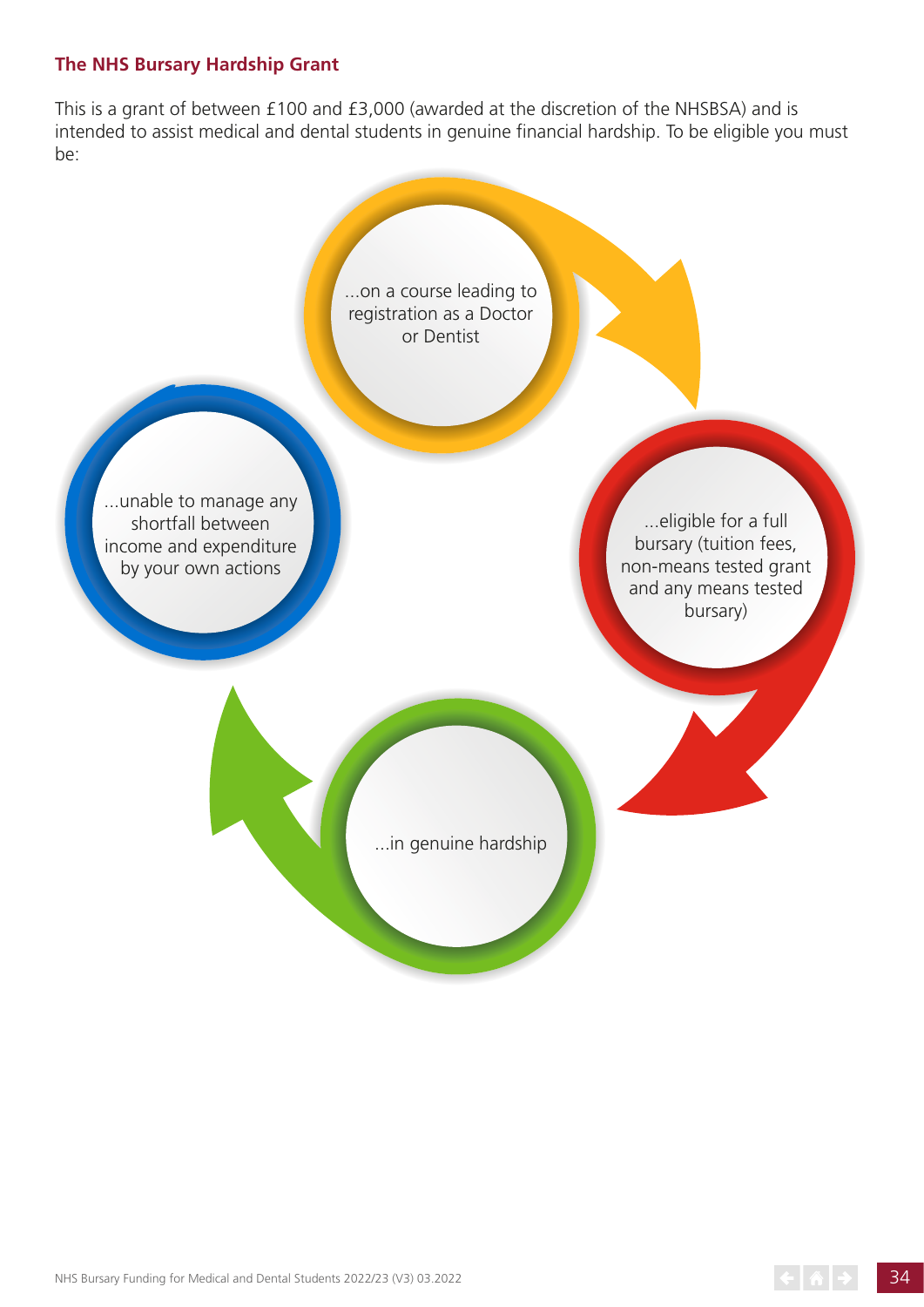### The NHS Bursary Hardship Grant

This is a grant of between £100 and £3,000 (awarded at the discretion of the NHSBSA) and is intended to assist medical and dental students in genuine financial hardship. To be eligible you must be:

- ...on a course leading to registration as a Doctor or Dentist
- ...eligible for a full bursary (tuition fees, non-means tested grant and any means tested bursary)
- ...in genuine hardship
- ...unable to manage any shortfall between income and expenditure by your own actions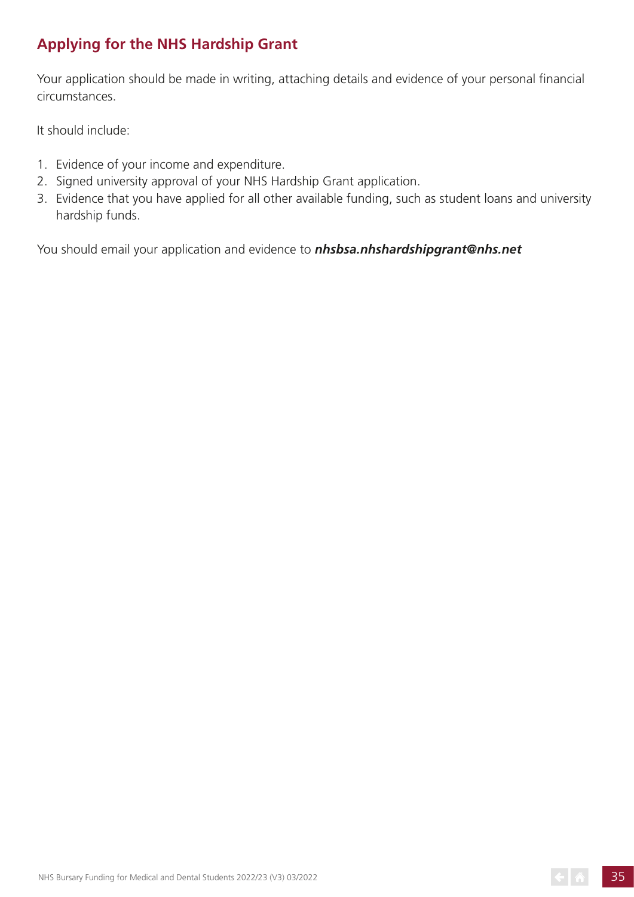## Applying for the NHS Hardship Grant

Your application should be made in writing, attaching details and evidence of your personal financial circumstances.

It should include:

1. Evidence of your income and expenditure.
2. Signed university approval of your NHS Hardship Grant application.
3. Evidence that you have applied for all other available funding, such as student loans and university hardship funds.

You should email your application and evidence to ***nhsbsa.nhshardshipgrant@nhs.net***